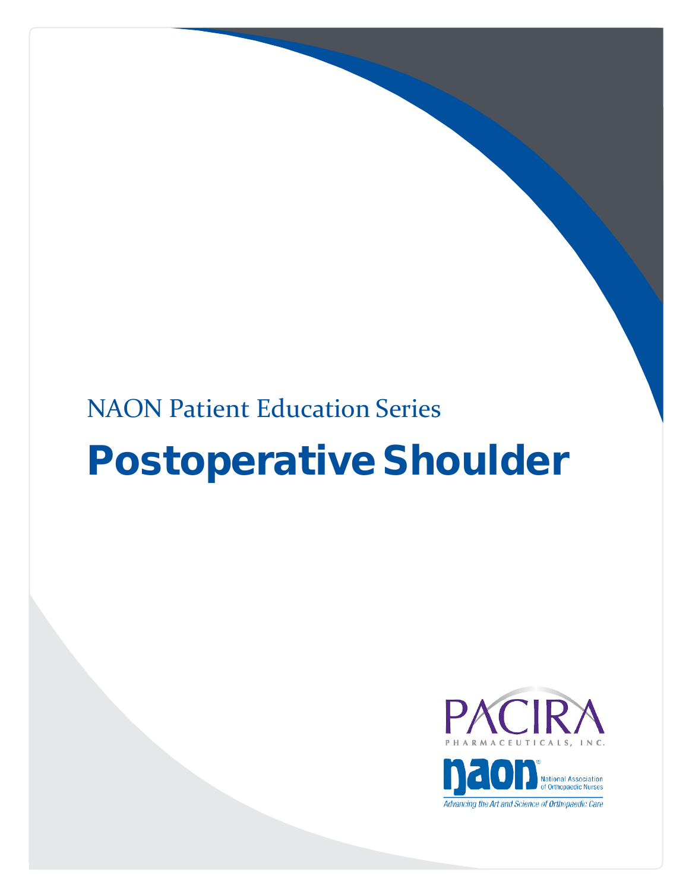NAON Patient Education Series

# Postoperative Shoulder

PACIRA
PHARMACEUTICALS, INC.

naon® National Association of Orthopaedic Nurses

*Advancing the Art and Science of Orthopaedic Care*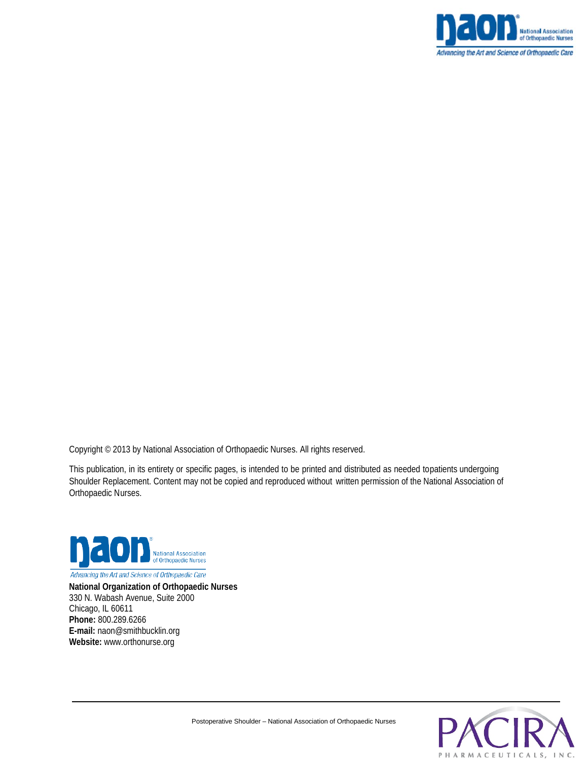Copyright © 2013 by National Association of Orthopaedic Nurses. All rights reserved.

This publication, in its entirety or specific pages, is intended to be printed and distributed as needed topatients undergoing Shoulder Replacement. Content may not be copied and reproduced without written permission of the National Association of Orthopaedic Nurses.

**National Organization of Orthopaedic Nurses**
330 N. Wabash Avenue, Suite 2000
Chicago, IL 60611
**Phone:** 800.289.6266
**E-mail:** naon@smithbucklin.org
**Website:** www.orthonurse.org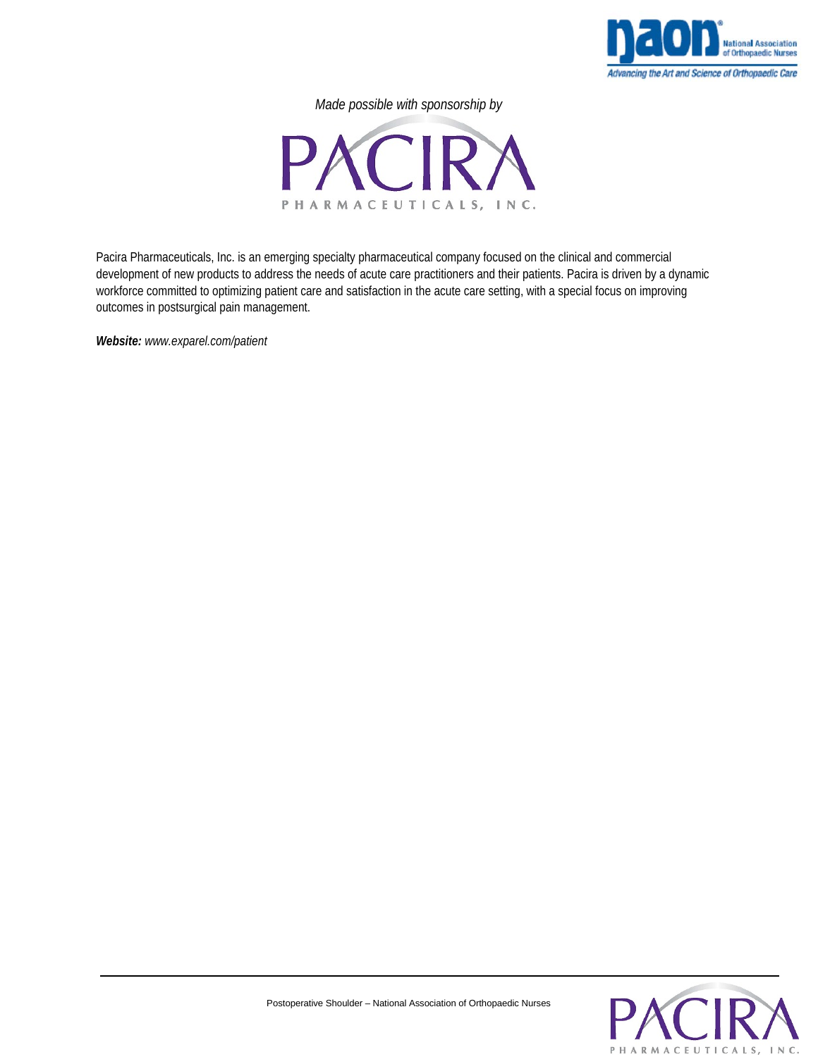*Made possible with sponsorship by*

PACIRA PHARMACEUTICALS, INC.

Pacira Pharmaceuticals, Inc. is an emerging specialty pharmaceutical company focused on the clinical and commercial development of new products to address the needs of acute care practitioners and their patients. Pacira is driven by a dynamic workforce committed to optimizing patient care and satisfaction in the acute care setting, with a special focus on improving outcomes in postsurgical pain management.

***Website:*** *www.exparel.com/patient*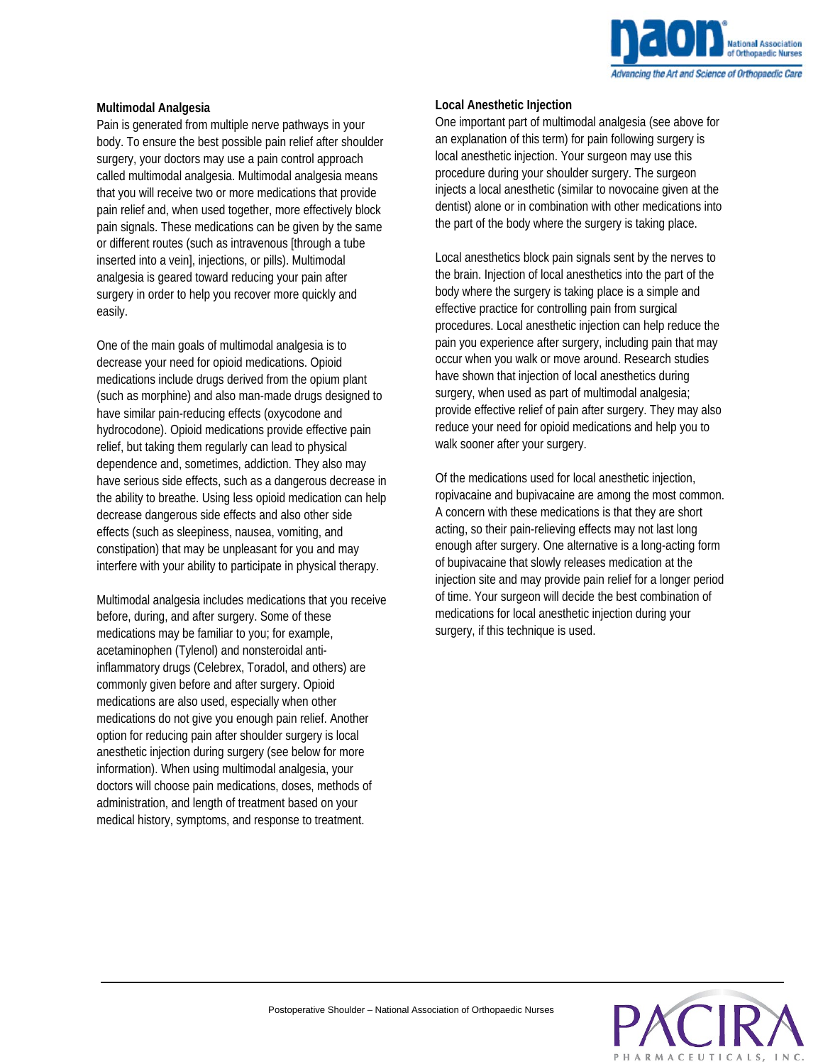### Multimodal Analgesia

Pain is generated from multiple nerve pathways in your body. To ensure the best possible pain relief after shoulder surgery, your doctors may use a pain control approach called multimodal analgesia. Multimodal analgesia means that you will receive two or more medications that provide pain relief and, when used together, more effectively block pain signals. These medications can be given by the same or different routes (such as intravenous [through a tube inserted into a vein], injections, or pills). Multimodal analgesia is geared toward reducing your pain after surgery in order to help you recover more quickly and easily.

One of the main goals of multimodal analgesia is to decrease your need for opioid medications. Opioid medications include drugs derived from the opium plant (such as morphine) and also man-made drugs designed to have similar pain-reducing effects (oxycodone and hydrocodone). Opioid medications provide effective pain relief, but taking them regularly can lead to physical dependence and, sometimes, addiction. They also may have serious side effects, such as a dangerous decrease in the ability to breathe. Using less opioid medication can help decrease dangerous side effects and also other side effects (such as sleepiness, nausea, vomiting, and constipation) that may be unpleasant for you and may interfere with your ability to participate in physical therapy.

Multimodal analgesia includes medications that you receive before, during, and after surgery. Some of these medications may be familiar to you; for example, acetaminophen (Tylenol) and nonsteroidal anti-inflammatory drugs (Celebrex, Toradol, and others) are commonly given before and after surgery. Opioid medications are also used, especially when other medications do not give you enough pain relief. Another option for reducing pain after shoulder surgery is local anesthetic injection during surgery (see below for more information). When using multimodal analgesia, your doctors will choose pain medications, doses, methods of administration, and length of treatment based on your medical history, symptoms, and response to treatment.

### Local Anesthetic Injection

One important part of multimodal analgesia (see above for an explanation of this term) for pain following surgery is local anesthetic injection. Your surgeon may use this procedure during your shoulder surgery. The surgeon injects a local anesthetic (similar to novocaine given at the dentist) alone or in combination with other medications into the part of the body where the surgery is taking place.

Local anesthetics block pain signals sent by the nerves to the brain. Injection of local anesthetics into the part of the body where the surgery is taking place is a simple and effective practice for controlling pain from surgical procedures. Local anesthetic injection can help reduce the pain you experience after surgery, including pain that may occur when you walk or move around. Research studies have shown that injection of local anesthetics during surgery, when used as part of multimodal analgesia; provide effective relief of pain after surgery. They may also reduce your need for opioid medications and help you to walk sooner after your surgery.

Of the medications used for local anesthetic injection, ropivacaine and bupivacaine are among the most common. A concern with these medications is that they are short acting, so their pain-relieving effects may not last long enough after surgery. One alternative is a long-acting form of bupivacaine that slowly releases medication at the injection site and may provide pain relief for a longer period of time. Your surgeon will decide the best combination of medications for local anesthetic injection during your surgery, if this technique is used.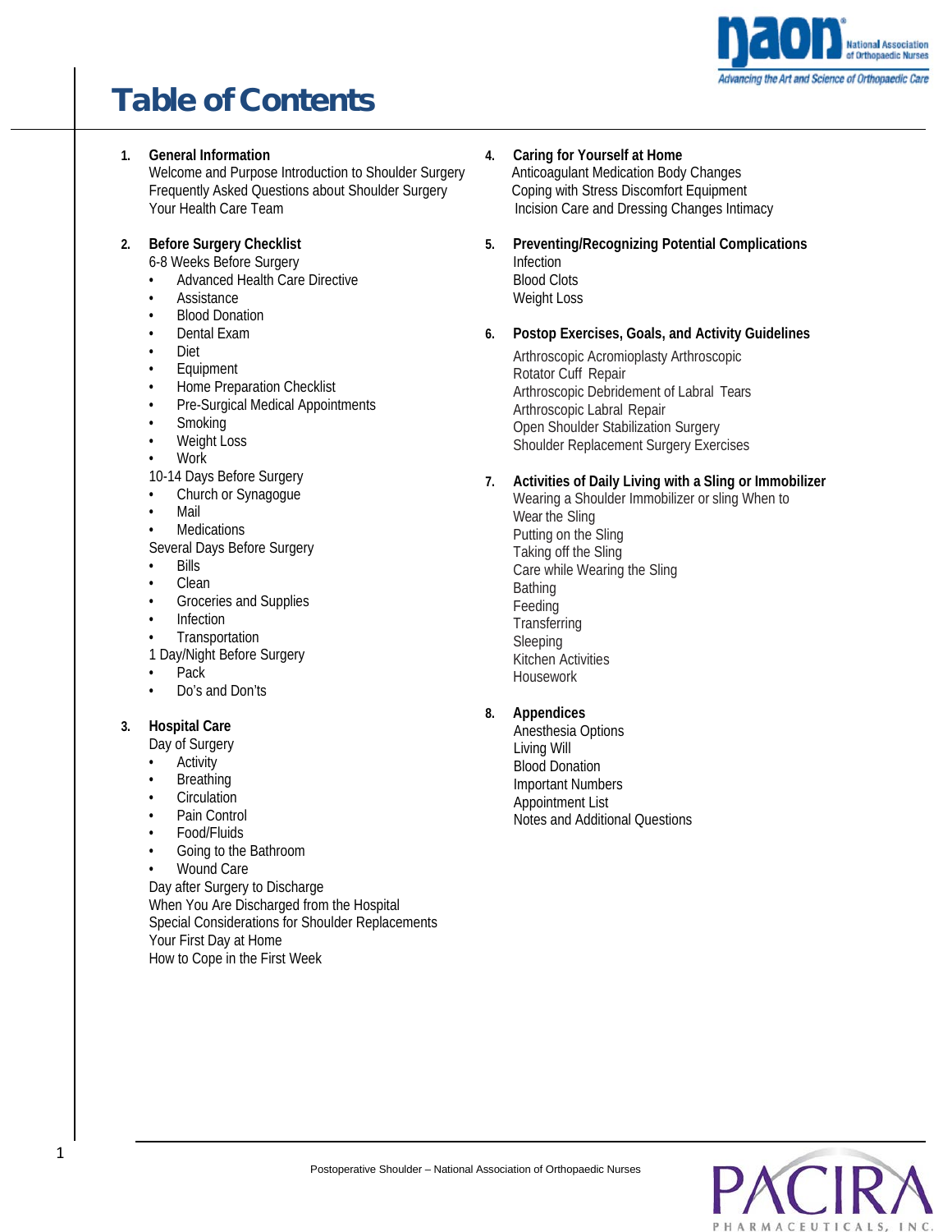# Table of Contents

1. **General Information**
   Welcome and Purpose Introduction to Shoulder Surgery
   Frequently Asked Questions about Shoulder Surgery
   Your Health Care Team

2. **Before Surgery Checklist**
   6-8 Weeks Before Surgery
   - Advanced Health Care Directive
   - Assistance
   - Blood Donation
   - Dental Exam
   - Diet
   - Equipment
   - Home Preparation Checklist
   - Pre-Surgical Medical Appointments
   - Smoking
   - Weight Loss
   - Work

   10-14 Days Before Surgery
   - Church or Synagogue
   - Mail
   - Medications

   Several Days Before Surgery
   - Bills
   - Clean
   - Groceries and Supplies
   - Infection
   - Transportation

   1 Day/Night Before Surgery
   - Pack
   - Do's and Don'ts

3. **Hospital Care**
   Day of Surgery
   - Activity
   - Breathing
   - Circulation
   - Pain Control
   - Food/Fluids
   - Going to the Bathroom
   - Wound Care

   Day after Surgery to Discharge
   When You Are Discharged from the Hospital
   Special Considerations for Shoulder Replacements
   Your First Day at Home
   How to Cope in the First Week

4. **Caring for Yourself at Home**
   Anticoagulant Medication Body Changes
   Coping with Stress Discomfort Equipment
   Incision Care and Dressing Changes Intimacy

5. **Preventing/Recognizing Potential Complications**
   Infection
   Blood Clots
   Weight Loss

6. **Postop Exercises, Goals, and Activity Guidelines**
   Arthroscopic Acromioplasty Arthroscopic
   Rotator Cuff Repair
   Arthroscopic Debridement of Labral Tears
   Arthroscopic Labral Repair
   Open Shoulder Stabilization Surgery
   Shoulder Replacement Surgery Exercises

7. **Activities of Daily Living with a Sling or Immobilizer**
   Wearing a Shoulder Immobilizer or sling When to
   Wear the Sling
   Putting on the Sling
   Taking off the Sling
   Care while Wearing the Sling
   Bathing
   Feeding
   Transferring
   Sleeping
   Kitchen Activities
   Housework

8. **Appendices**
   Anesthesia Options
   Living Will
   Blood Donation
   Important Numbers
   Appointment List
   Notes and Additional Questions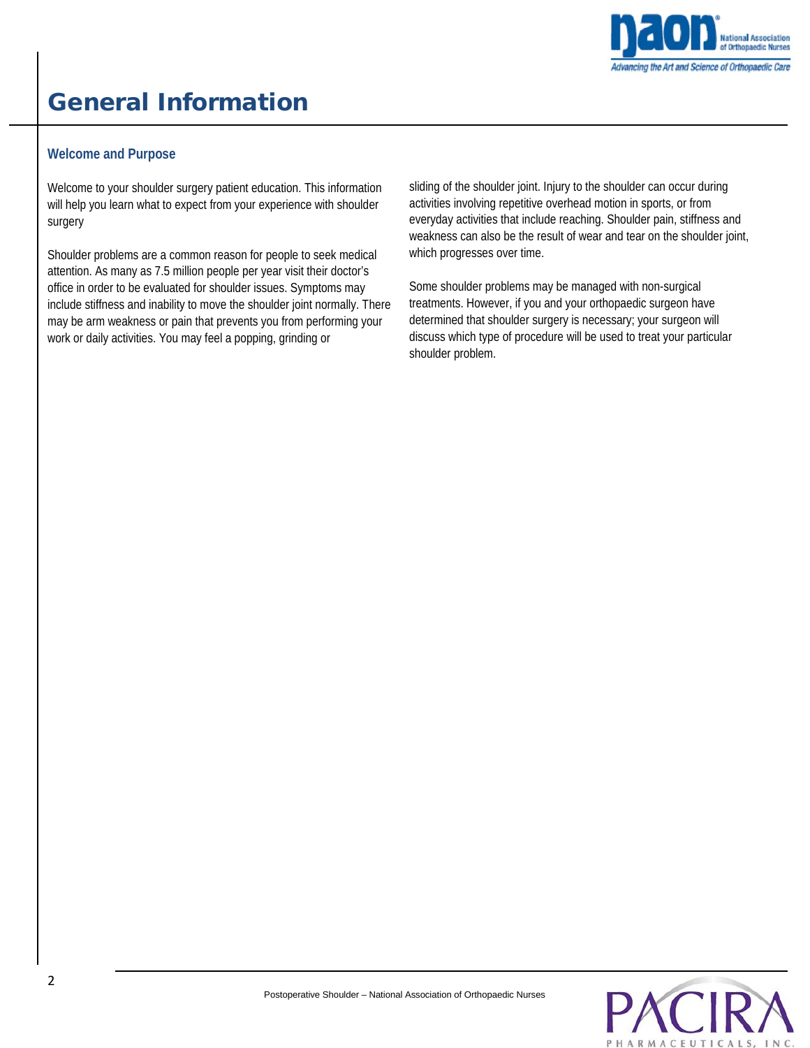# General Information

## Welcome and Purpose

Welcome to your shoulder surgery patient education. This information will help you learn what to expect from your experience with shoulder surgery

Shoulder problems are a common reason for people to seek medical attention. As many as 7.5 million people per year visit their doctor's office in order to be evaluated for shoulder issues. Symptoms may include stiffness and inability to move the shoulder joint normally. There may be arm weakness or pain that prevents you from performing your work or daily activities. You may feel a popping, grinding or sliding of the shoulder joint. Injury to the shoulder can occur during activities involving repetitive overhead motion in sports, or from everyday activities that include reaching. Shoulder pain, stiffness and weakness can also be the result of wear and tear on the shoulder joint, which progresses over time.

Some shoulder problems may be managed with non-surgical treatments. However, if you and your orthopaedic surgeon have determined that shoulder surgery is necessary; your surgeon will discuss which type of procedure will be used to treat your particular shoulder problem.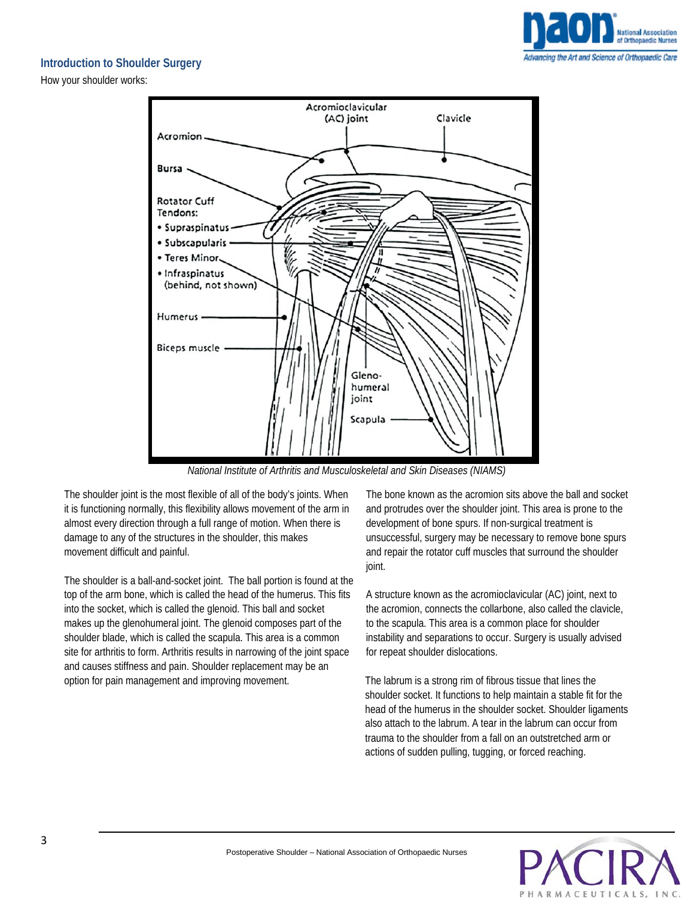## Introduction to Shoulder Surgery

How your shoulder works:

Acromioclavicular (AC) joint
Clavicle
Acromion
Bursa
Rotator Cuff Tendons:
- Supraspinatus
- Subscapularis
- Teres Minor
- Infraspinatus (behind, not shown)

Humerus
Biceps muscle
Gleno-humeral joint
Scapula

*National Institute of Arthritis and Musculoskeletal and Skin Diseases (NIAMS)*

The shoulder joint is the most flexible of all of the body's joints. When it is functioning normally, this flexibility allows movement of the arm in almost every direction through a full range of motion. When there is damage to any of the structures in the shoulder, this makes movement difficult and painful.

The shoulder is a ball-and-socket joint. The ball portion is found at the top of the arm bone, which is called the head of the humerus. This fits into the socket, which is called the glenoid. This ball and socket makes up the glenohumeral joint. The glenoid composes part of the shoulder blade, which is called the scapula. This area is a common site for arthritis to form. Arthritis results in narrowing of the joint space and causes stiffness and pain. Shoulder replacement may be an option for pain management and improving movement.

The bone known as the acromion sits above the ball and socket and protrudes over the shoulder joint. This area is prone to the development of bone spurs. If non-surgical treatment is unsuccessful, surgery may be necessary to remove bone spurs and repair the rotator cuff muscles that surround the shoulder joint.

A structure known as the acromioclavicular (AC) joint, next to the acromion, connects the collarbone, also called the clavicle, to the scapula. This area is a common place for shoulder instability and separations to occur. Surgery is usually advised for repeat shoulder dislocations.

The labrum is a strong rim of fibrous tissue that lines the shoulder socket. It functions to help maintain a stable fit for the head of the humerus in the shoulder socket. Shoulder ligaments also attach to the labrum. A tear in the labrum can occur from trauma to the shoulder from a fall on an outstretched arm or actions of sudden pulling, tugging, or forced reaching.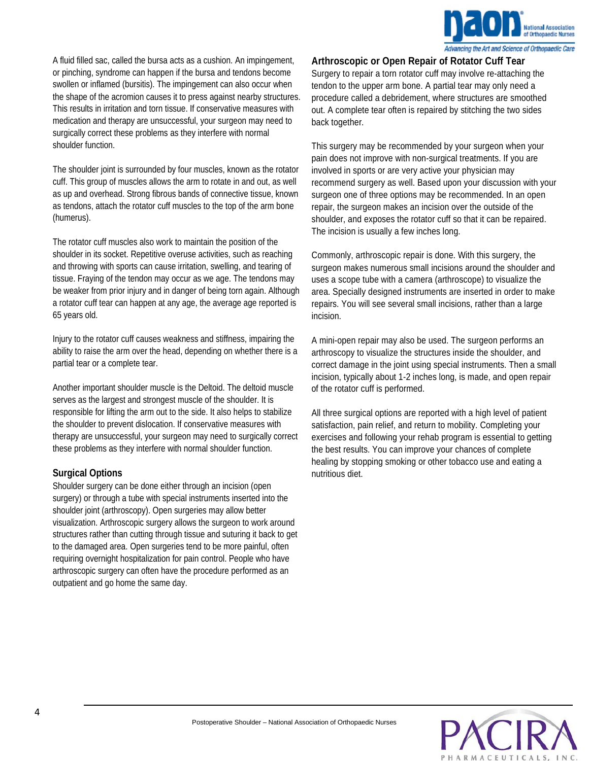A fluid filled sac, called the bursa acts as a cushion. An impingement, or pinching, syndrome can happen if the bursa and tendons become swollen or inflamed (bursitis). The impingement can also occur when the shape of the acromion causes it to press against nearby structures. This results in irritation and torn tissue. If conservative measures with medication and therapy are unsuccessful, your surgeon may need to surgically correct these problems as they interfere with normal shoulder function.

The shoulder joint is surrounded by four muscles, known as the rotator cuff. This group of muscles allows the arm to rotate in and out, as well as up and overhead. Strong fibrous bands of connective tissue, known as tendons, attach the rotator cuff muscles to the top of the arm bone (humerus).

The rotator cuff muscles also work to maintain the position of the shoulder in its socket. Repetitive overuse activities, such as reaching and throwing with sports can cause irritation, swelling, and tearing of tissue. Fraying of the tendon may occur as we age. The tendons may be weaker from prior injury and in danger of being torn again. Although a rotator cuff tear can happen at any age, the average age reported is 65 years old.

Injury to the rotator cuff causes weakness and stiffness, impairing the ability to raise the arm over the head, depending on whether there is a partial tear or a complete tear.

Another important shoulder muscle is the Deltoid. The deltoid muscle serves as the largest and strongest muscle of the shoulder. It is responsible for lifting the arm out to the side. It also helps to stabilize the shoulder to prevent dislocation. If conservative measures with therapy are unsuccessful, your surgeon may need to surgically correct these problems as they interfere with normal shoulder function.

### Surgical Options

Shoulder surgery can be done either through an incision (open surgery) or through a tube with special instruments inserted into the shoulder joint (arthroscopy). Open surgeries may allow better visualization. Arthroscopic surgery allows the surgeon to work around structures rather than cutting through tissue and suturing it back to get to the damaged area. Open surgeries tend to be more painful, often requiring overnight hospitalization for pain control. People who have arthroscopic surgery can often have the procedure performed as an outpatient and go home the same day.

### Arthroscopic or Open Repair of Rotator Cuff Tear

Surgery to repair a torn rotator cuff may involve re-attaching the tendon to the upper arm bone. A partial tear may only need a procedure called a debridement, where structures are smoothed out. A complete tear often is repaired by stitching the two sides back together.

This surgery may be recommended by your surgeon when your pain does not improve with non-surgical treatments. If you are involved in sports or are very active your physician may recommend surgery as well. Based upon your discussion with your surgeon one of three options may be recommended. In an open repair, the surgeon makes an incision over the outside of the shoulder, and exposes the rotator cuff so that it can be repaired. The incision is usually a few inches long.

Commonly, arthroscopic repair is done. With this surgery, the surgeon makes numerous small incisions around the shoulder and uses a scope tube with a camera (arthroscope) to visualize the area. Specially designed instruments are inserted in order to make repairs. You will see several small incisions, rather than a large incision.

A mini-open repair may also be used. The surgeon performs an arthroscopy to visualize the structures inside the shoulder, and correct damage in the joint using special instruments. Then a small incision, typically about 1-2 inches long, is made, and open repair of the rotator cuff is performed.

All three surgical options are reported with a high level of patient satisfaction, pain relief, and return to mobility. Completing your exercises and following your rehab program is essential to getting the best results. You can improve your chances of complete healing by stopping smoking or other tobacco use and eating a nutritious diet.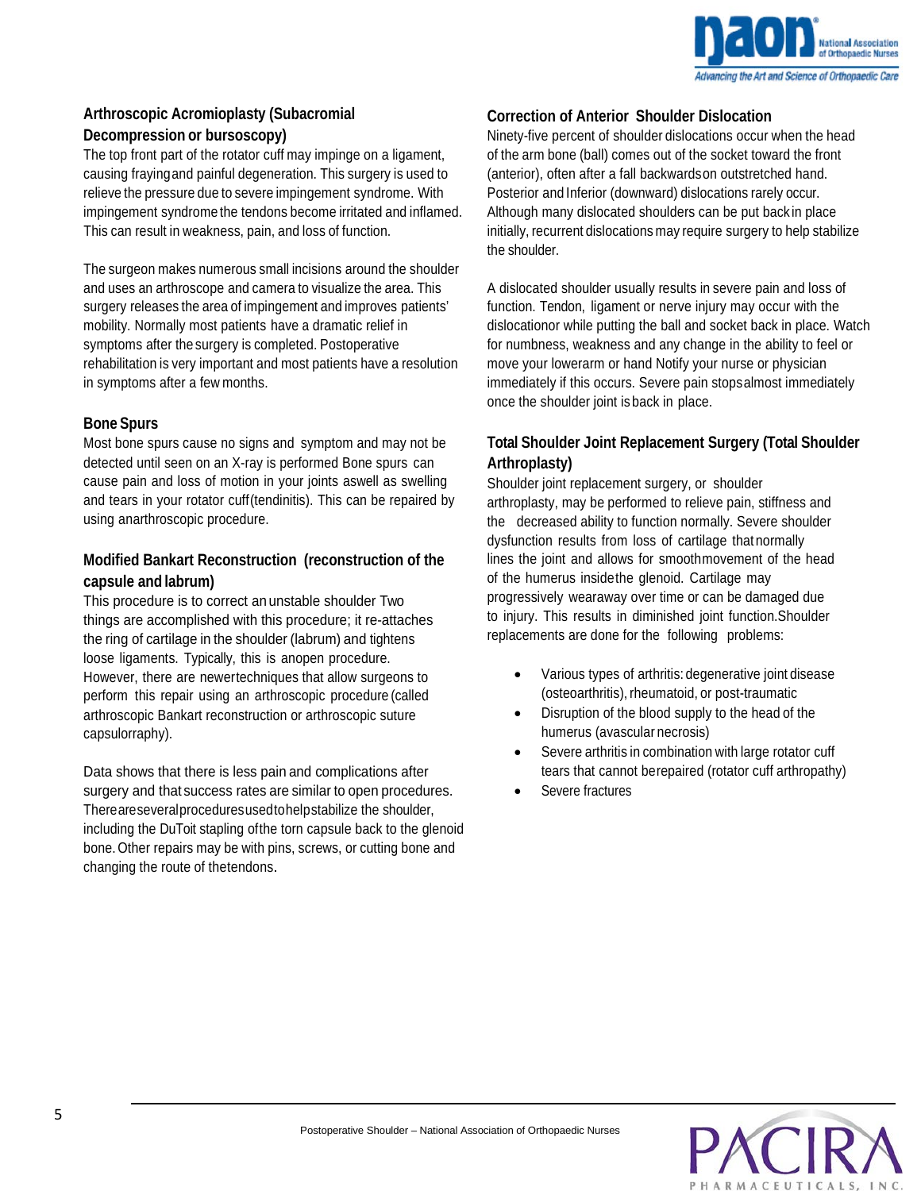### Arthroscopic Acromioplasty (Subacromial Decompression or bursoscopy)

The top front part of the rotator cuff may impinge on a ligament, causing fraying and painful degeneration. This surgery is used to relieve the pressure due to severe impingement syndrome. With impingement syndrome the tendons become irritated and inflamed. This can result in weakness, pain, and loss of function.

The surgeon makes numerous small incisions around the shoulder and uses an arthroscope and camera to visualize the area. This surgery releases the area of impingement and improves patients' mobility. Normally most patients have a dramatic relief in symptoms after the surgery is completed. Postoperative rehabilitation is very important and most patients have a resolution in symptoms after a few months.

### Bone Spurs

Most bone spurs cause no signs and symptom and may not be detected until seen on an X-ray is performed Bone spurs can cause pain and loss of motion in your joints aswell as swelling and tears in your rotator cuff(tendinitis). This can be repaired by using anarthroscopic procedure.

### Modified Bankart Reconstruction (reconstruction of the capsule and labrum)

This procedure is to correct an unstable shoulder Two things are accomplished with this procedure; it re-attaches the ring of cartilage in the shoulder (labrum) and tightens loose ligaments. Typically, this is anopen procedure. However, there are newertechniques that allow surgeons to perform this repair using an arthroscopic procedure (called arthroscopic Bankart reconstruction or arthroscopic suture capsulorraphy).

Data shows that there is less pain and complications after surgery and that success rates are similar to open procedures. Thereareseveralproceduresusedtohelpstabilize the shoulder, including the DuToit stapling ofthe torn capsule back to the glenoid bone. Other repairs may be with pins, screws, or cutting bone and changing the route of thetendons.

### Correction of Anterior Shoulder Dislocation

Ninety-five percent of shoulder dislocations occur when the head of the arm bone (ball) comes out of the socket toward the front (anterior), often after a fall backwardson outstretched hand. Posterior and Inferior (downward) dislocations rarely occur. Although many dislocated shoulders can be put backin place initially, recurrent dislocations may require surgery to help stabilize the shoulder.

A dislocated shoulder usually results in severe pain and loss of function. Tendon, ligament or nerve injury may occur with the dislocationor while putting the ball and socket back in place. Watch for numbness, weakness and any change in the ability to feel or move your lowerarm or hand Notify your nurse or physician immediately if this occurs. Severe pain stopsalmost immediately once the shoulder joint isback in place.

### Total Shoulder Joint Replacement Surgery (Total Shoulder Arthroplasty)

Shoulder joint replacement surgery, or shoulder arthroplasty, may be performed to relieve pain, stiffness and the decreased ability to function normally. Severe shoulder dysfunction results from loss of cartilage thatnormally lines the joint and allows for smoothmovement of the head of the humerus insidethe glenoid. Cartilage may progressively wearaway over time or can be damaged due to injury. This results in diminished joint function.Shoulder replacements are done for the following problems:

- Various types of arthritis: degenerative joint disease (osteoarthritis), rheumatoid, or post-traumatic
- Disruption of the blood supply to the head of the humerus (avascular necrosis)
- Severe arthritis in combination with large rotator cuff tears that cannot berepaired (rotator cuff arthropathy)
- Severe fractures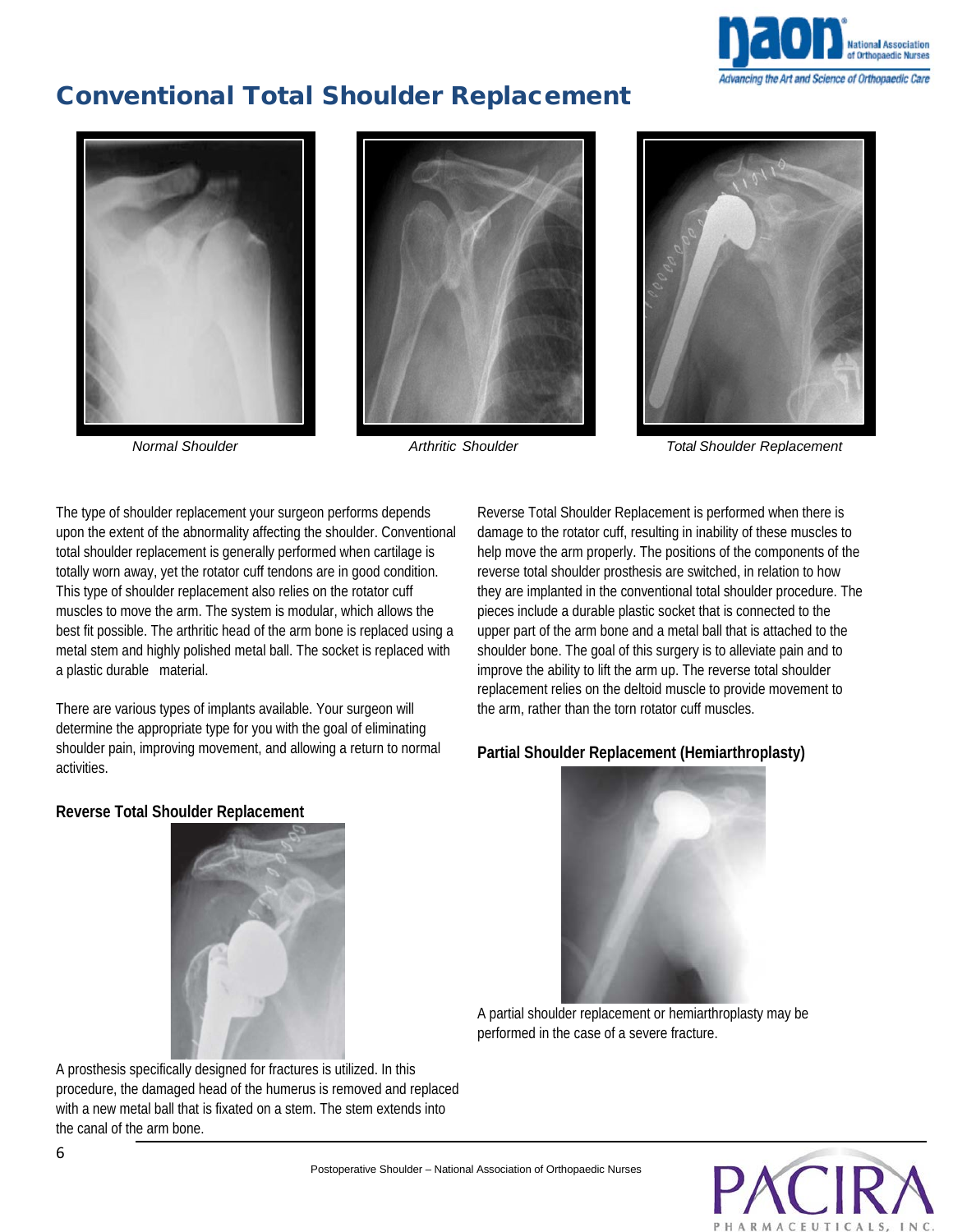# Conventional Total Shoulder Replacement

*Normal Shoulder*

*Arthritic Shoulder*

*Total Shoulder Replacement*

The type of shoulder replacement your surgeon performs depends upon the extent of the abnormality affecting the shoulder. Conventional total shoulder replacement is generally performed when cartilage is totally worn away, yet the rotator cuff tendons are in good condition. This type of shoulder replacement also relies on the rotator cuff muscles to move the arm. The system is modular, which allows the best fit possible. The arthritic head of the arm bone is replaced using a metal stem and highly polished metal ball. The socket is replaced with a plastic durable material.

There are various types of implants available. Your surgeon will determine the appropriate type for you with the goal of eliminating shoulder pain, improving movement, and allowing a return to normal activities.

**Reverse Total Shoulder Replacement**

Reverse Total Shoulder Replacement is performed when there is damage to the rotator cuff, resulting in inability of these muscles to help move the arm properly. The positions of the components of the reverse total shoulder prosthesis are switched, in relation to how they are implanted in the conventional total shoulder procedure. The pieces include a durable plastic socket that is connected to the upper part of the arm bone and a metal ball that is attached to the shoulder bone. The goal of this surgery is to alleviate pain and to improve the ability to lift the arm up. The reverse total shoulder replacement relies on the deltoid muscle to provide movement to the arm, rather than the torn rotator cuff muscles.

**Partial Shoulder Replacement (Hemiarthroplasty)**

A partial shoulder replacement or hemiarthroplasty may be performed in the case of a severe fracture.

A prosthesis specifically designed for fractures is utilized. In this procedure, the damaged head of the humerus is removed and replaced with a new metal ball that is fixated on a stem. The stem extends into the canal of the arm bone.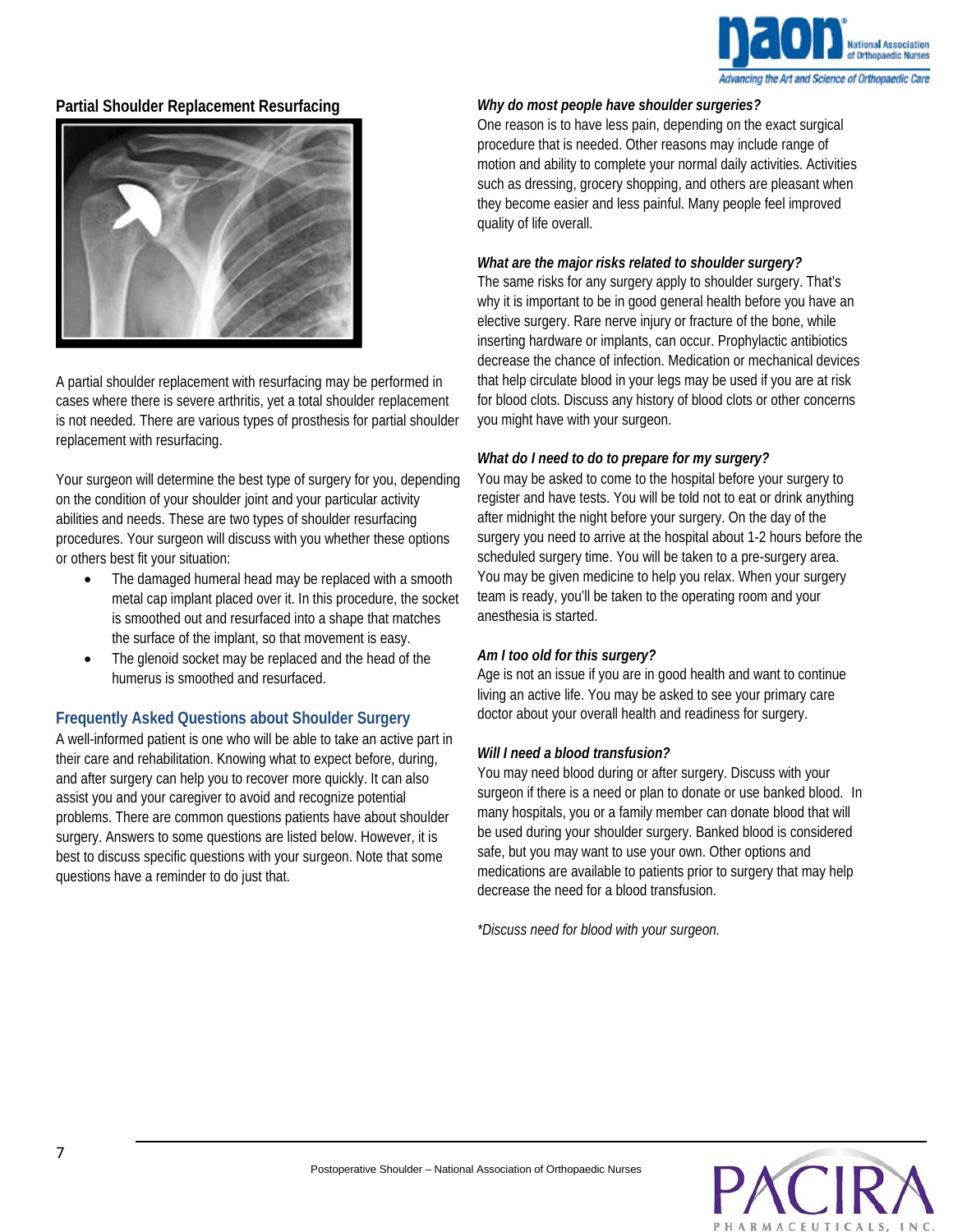### Partial Shoulder Replacement Resurfacing

A partial shoulder replacement with resurfacing may be performed in cases where there is severe arthritis, yet a total shoulder replacement is not needed. There are various types of prosthesis for partial shoulder replacement with resurfacing.

Your surgeon will determine the best type of surgery for you, depending on the condition of your shoulder joint and your particular activity abilities and needs. These are two types of shoulder resurfacing procedures. Your surgeon will discuss with you whether these options or others best fit your situation:

- The damaged humeral head may be replaced with a smooth metal cap implant placed over it. In this procedure, the socket is smoothed out and resurfaced into a shape that matches the surface of the implant, so that movement is easy.
- The glenoid socket may be replaced and the head of the humerus is smoothed and resurfaced.

## Frequently Asked Questions about Shoulder Surgery

A well-informed patient is one who will be able to take an active part in their care and rehabilitation. Knowing what to expect before, during, and after surgery can help you to recover more quickly. It can also assist you and your caregiver to avoid and recognize potential problems. There are common questions patients have about shoulder surgery. Answers to some questions are listed below. However, it is best to discuss specific questions with your surgeon. Note that some questions have a reminder to do just that.

***Why do most people have shoulder surgeries?***

One reason is to have less pain, depending on the exact surgical procedure that is needed. Other reasons may include range of motion and ability to complete your normal daily activities. Activities such as dressing, grocery shopping, and others are pleasant when they become easier and less painful. Many people feel improved quality of life overall.

***What are the major risks related to shoulder surgery?***

The same risks for any surgery apply to shoulder surgery. That's why it is important to be in good general health before you have an elective surgery. Rare nerve injury or fracture of the bone, while inserting hardware or implants, can occur. Prophylactic antibiotics decrease the chance of infection. Medication or mechanical devices that help circulate blood in your legs may be used if you are at risk for blood clots. Discuss any history of blood clots or other concerns you might have with your surgeon.

***What do I need to do to prepare for my surgery?***

You may be asked to come to the hospital before your surgery to register and have tests. You will be told not to eat or drink anything after midnight the night before your surgery. On the day of the surgery you need to arrive at the hospital about 1-2 hours before the scheduled surgery time. You will be taken to a pre-surgery area. You may be given medicine to help you relax. When your surgery team is ready, you'll be taken to the operating room and your anesthesia is started.

***Am I too old for this surgery?***

Age is not an issue if you are in good health and want to continue living an active life. You may be asked to see your primary care doctor about your overall health and readiness for surgery.

***Will I need a blood transfusion?***

You may need blood during or after surgery. Discuss with your surgeon if there is a need or plan to donate or use banked blood. In many hospitals, you or a family member can donate blood that will be used during your shoulder surgery. Banked blood is considered safe, but you may want to use your own. Other options and medications are available to patients prior to surgery that may help decrease the need for a blood transfusion.

*\*Discuss need for blood with your surgeon.*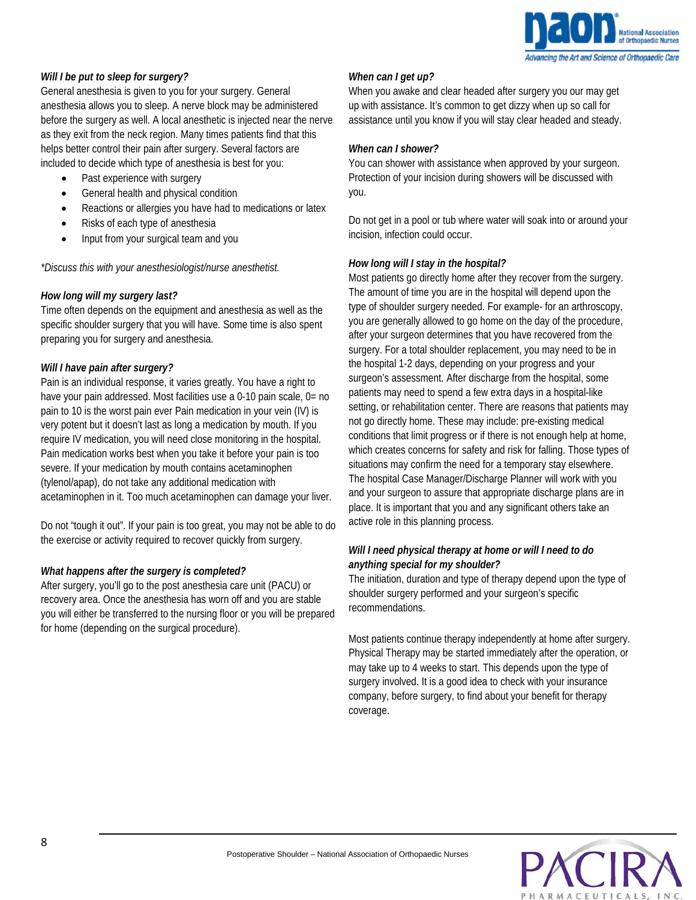***Will I be put to sleep for surgery?***

General anesthesia is given to you for your surgery. General anesthesia allows you to sleep. A nerve block may be administered before the surgery as well. A local anesthetic is injected near the nerve as they exit from the neck region. Many times patients find that this helps better control their pain after surgery. Several factors are included to decide which type of anesthesia is best for you:

- Past experience with surgery
- General health and physical condition
- Reactions or allergies you have had to medications or latex
- Risks of each type of anesthesia
- Input from your surgical team and you

*\*Discuss this with your anesthesiologist/nurse anesthetist.*

***How long will my surgery last?***

Time often depends on the equipment and anesthesia as well as the specific shoulder surgery that you will have. Some time is also spent preparing you for surgery and anesthesia.

***Will I have pain after surgery?***

Pain is an individual response, it varies greatly. You have a right to have your pain addressed. Most facilities use a 0-10 pain scale, 0= no pain to 10 is the worst pain ever Pain medication in your vein (IV) is very potent but it doesn't last as long a medication by mouth. If you require IV medication, you will need close monitoring in the hospital. Pain medication works best when you take it before your pain is too severe. If your medication by mouth contains acetaminophen (tylenol/apap), do not take any additional medication with acetaminophen in it. Too much acetaminophen can damage your liver.

Do not "tough it out". If your pain is too great, you may not be able to do the exercise or activity required to recover quickly from surgery.

***What happens after the surgery is completed?***

After surgery, you'll go to the post anesthesia care unit (PACU) or recovery area. Once the anesthesia has worn off and you are stable you will either be transferred to the nursing floor or you will be prepared for home (depending on the surgical procedure).

***When can I get up?***

When you awake and clear headed after surgery you our may get up with assistance. It's common to get dizzy when up so call for assistance until you know if you will stay clear headed and steady.

***When can I shower?***

You can shower with assistance when approved by your surgeon. Protection of your incision during showers will be discussed with you.

Do not get in a pool or tub where water will soak into or around your incision, infection could occur.

***How long will I stay in the hospital?***

Most patients go directly home after they recover from the surgery. The amount of time you are in the hospital will depend upon the type of shoulder surgery needed. For example- for an arthroscopy, you are generally allowed to go home on the day of the procedure, after your surgeon determines that you have recovered from the surgery. For a total shoulder replacement, you may need to be in the hospital 1-2 days, depending on your progress and your surgeon's assessment. After discharge from the hospital, some patients may need to spend a few extra days in a hospital-like setting, or rehabilitation center. There are reasons that patients may not go directly home. These may include: pre-existing medical conditions that limit progress or if there is not enough help at home, which creates concerns for safety and risk for falling. Those types of situations may confirm the need for a temporary stay elsewhere. The hospital Case Manager/Discharge Planner will work with you and your surgeon to assure that appropriate discharge plans are in place. It is important that you and any significant others take an active role in this planning process.

***Will I need physical therapy at home or will I need to do anything special for my shoulder?***

The initiation, duration and type of therapy depend upon the type of shoulder surgery performed and your surgeon's specific recommendations.

Most patients continue therapy independently at home after surgery. Physical Therapy may be started immediately after the operation, or may take up to 4 weeks to start. This depends upon the type of surgery involved. It is a good idea to check with your insurance company, before surgery, to find about your benefit for therapy coverage.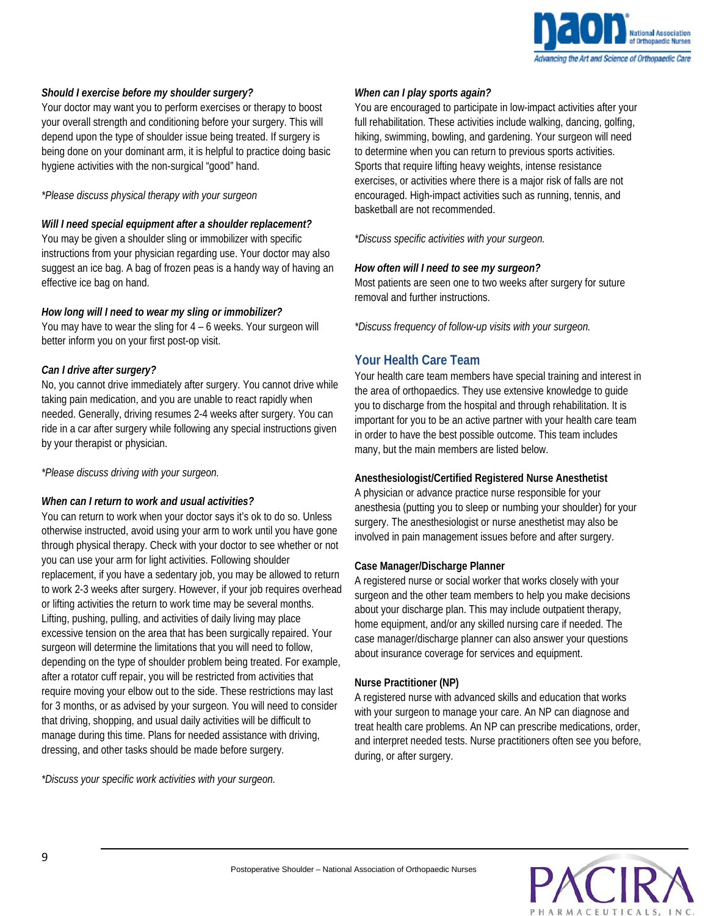***Should I exercise before my shoulder surgery?***

Your doctor may want you to perform exercises or therapy to boost your overall strength and conditioning before your surgery. This will depend upon the type of shoulder issue being treated. If surgery is being done on your dominant arm, it is helpful to practice doing basic hygiene activities with the non-surgical "good" hand.

*\*Please discuss physical therapy with your surgeon*

***Will I need special equipment after a shoulder replacement?***

You may be given a shoulder sling or immobilizer with specific instructions from your physician regarding use. Your doctor may also suggest an ice bag. A bag of frozen peas is a handy way of having an effective ice bag on hand.

***How long will I need to wear my sling or immobilizer?***

You may have to wear the sling for 4 – 6 weeks. Your surgeon will better inform you on your first post-op visit.

***Can I drive after surgery?***

No, you cannot drive immediately after surgery. You cannot drive while taking pain medication, and you are unable to react rapidly when needed. Generally, driving resumes 2-4 weeks after surgery. You can ride in a car after surgery while following any special instructions given by your therapist or physician.

*\*Please discuss driving with your surgeon.*

***When can I return to work and usual activities?***

You can return to work when your doctor says it's ok to do so. Unless otherwise instructed, avoid using your arm to work until you have gone through physical therapy. Check with your doctor to see whether or not you can use your arm for light activities. Following shoulder replacement, if you have a sedentary job, you may be allowed to return to work 2-3 weeks after surgery. However, if your job requires overhead or lifting activities the return to work time may be several months. Lifting, pushing, pulling, and activities of daily living may place excessive tension on the area that has been surgically repaired. Your surgeon will determine the limitations that you will need to follow, depending on the type of shoulder problem being treated. For example, after a rotator cuff repair, you will be restricted from activities that require moving your elbow out to the side. These restrictions may last for 3 months, or as advised by your surgeon. You will need to consider that driving, shopping, and usual daily activities will be difficult to manage during this time. Plans for needed assistance with driving, dressing, and other tasks should be made before surgery.

*\*Discuss your specific work activities with your surgeon.*

***When can I play sports again?***

You are encouraged to participate in low-impact activities after your full rehabilitation. These activities include walking, dancing, golfing, hiking, swimming, bowling, and gardening. Your surgeon will need to determine when you can return to previous sports activities. Sports that require lifting heavy weights, intense resistance exercises, or activities where there is a major risk of falls are not encouraged. High-impact activities such as running, tennis, and basketball are not recommended.

*\*Discuss specific activities with your surgeon.*

***How often will I need to see my surgeon?***

Most patients are seen one to two weeks after surgery for suture removal and further instructions.

*\*Discuss frequency of follow-up visits with your surgeon.*

## Your Health Care Team

Your health care team members have special training and interest in the area of orthopaedics. They use extensive knowledge to guide you to discharge from the hospital and through rehabilitation. It is important for you to be an active partner with your health care team in order to have the best possible outcome. This team includes many, but the main members are listed below.

**Anesthesiologist/Certified Registered Nurse Anesthetist**

A physician or advance practice nurse responsible for your anesthesia (putting you to sleep or numbing your shoulder) for your surgery. The anesthesiologist or nurse anesthetist may also be involved in pain management issues before and after surgery.

**Case Manager/Discharge Planner**

A registered nurse or social worker that works closely with your surgeon and the other team members to help you make decisions about your discharge plan. This may include outpatient therapy, home equipment, and/or any skilled nursing care if needed. The case manager/discharge planner can also answer your questions about insurance coverage for services and equipment.

**Nurse Practitioner (NP)**

A registered nurse with advanced skills and education that works with your surgeon to manage your care. An NP can diagnose and treat health care problems. An NP can prescribe medications, order, and interpret needed tests. Nurse practitioners often see you before, during, or after surgery.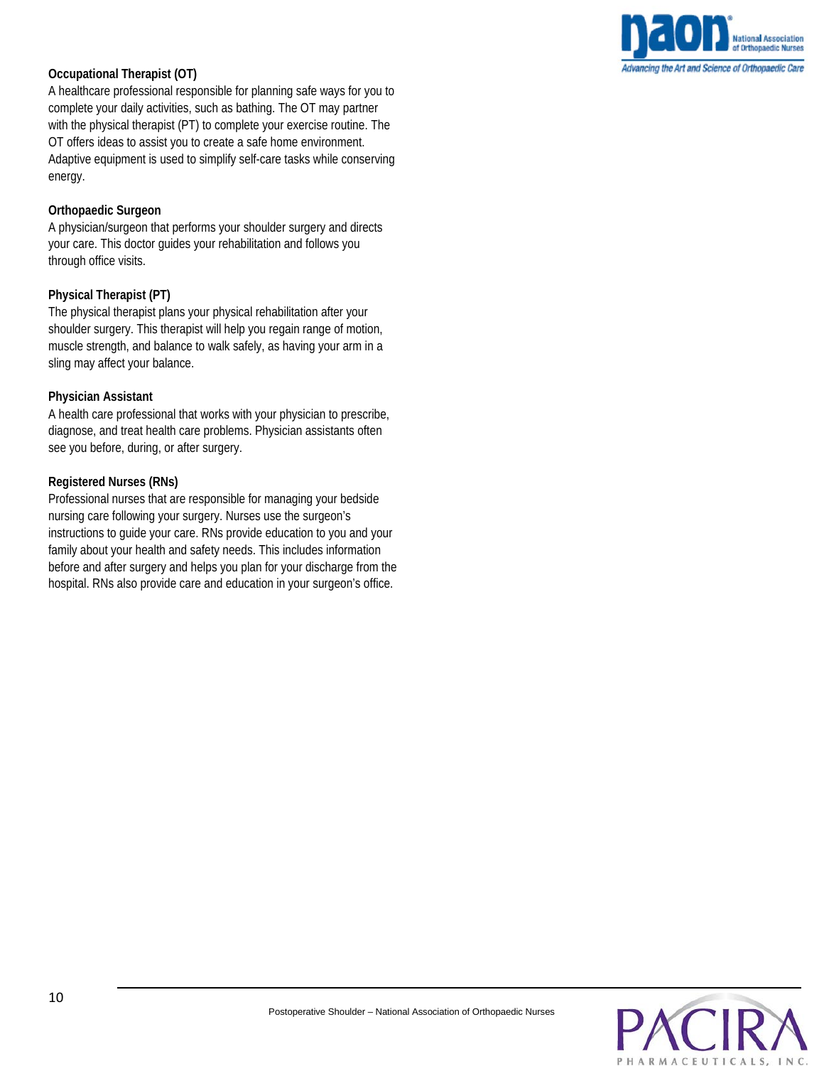**Occupational Therapist (OT)**

A healthcare professional responsible for planning safe ways for you to complete your daily activities, such as bathing. The OT may partner with the physical therapist (PT) to complete your exercise routine. The OT offers ideas to assist you to create a safe home environment. Adaptive equipment is used to simplify self-care tasks while conserving energy.

**Orthopaedic Surgeon**

A physician/surgeon that performs your shoulder surgery and directs your care. This doctor guides your rehabilitation and follows you through office visits.

**Physical Therapist (PT)**

The physical therapist plans your physical rehabilitation after your shoulder surgery. This therapist will help you regain range of motion, muscle strength, and balance to walk safely, as having your arm in a sling may affect your balance.

**Physician Assistant**

A health care professional that works with your physician to prescribe, diagnose, and treat health care problems. Physician assistants often see you before, during, or after surgery.

**Registered Nurses (RNs)**

Professional nurses that are responsible for managing your bedside nursing care following your surgery. Nurses use the surgeon's instructions to guide your care. RNs provide education to you and your family about your health and safety needs. This includes information before and after surgery and helps you plan for your discharge from the hospital. RNs also provide care and education in your surgeon's office.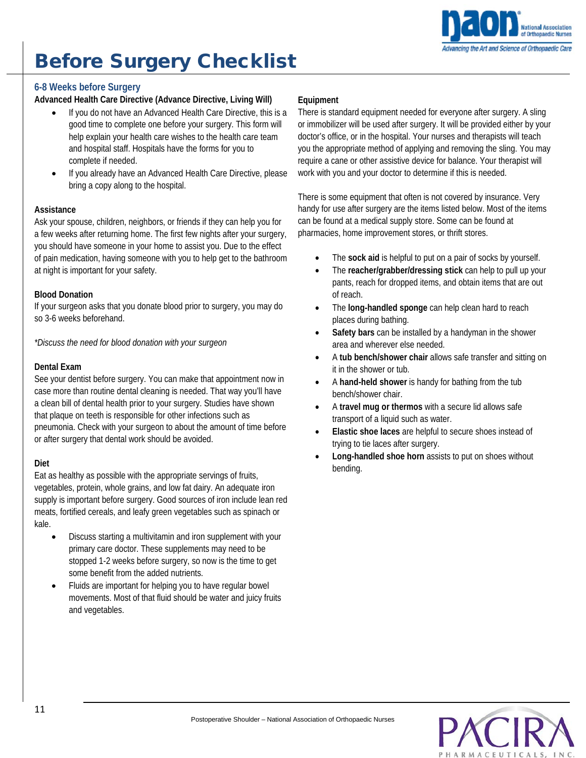# Before Surgery Checklist

## 6-8 Weeks before Surgery

**Advanced Health Care Directive (Advance Directive, Living Will)**

- If you do not have an Advanced Health Care Directive, this is a good time to complete one before your surgery. This form will help explain your health care wishes to the health care team and hospital staff. Hospitals have the forms for you to complete if needed.
- If you already have an Advanced Health Care Directive, please bring a copy along to the hospital.

**Assistance**

Ask your spouse, children, neighbors, or friends if they can help you for a few weeks after returning home. The first few nights after your surgery, you should have someone in your home to assist you. Due to the effect of pain medication, having someone with you to help get to the bathroom at night is important for your safety.

**Blood Donation**

If your surgeon asks that you donate blood prior to surgery, you may do so 3-6 weeks beforehand.

*\*Discuss the need for blood donation with your surgeon*

**Dental Exam**

See your dentist before surgery. You can make that appointment now in case more than routine dental cleaning is needed. That way you'll have a clean bill of dental health prior to your surgery. Studies have shown that plaque on teeth is responsible for other infections such as pneumonia. Check with your surgeon to about the amount of time before or after surgery that dental work should be avoided.

**Diet**

Eat as healthy as possible with the appropriate servings of fruits, vegetables, protein, whole grains, and low fat dairy. An adequate iron supply is important before surgery. Good sources of iron include lean red meats, fortified cereals, and leafy green vegetables such as spinach or kale.

- Discuss starting a multivitamin and iron supplement with your primary care doctor. These supplements may need to be stopped 1-2 weeks before surgery, so now is the time to get some benefit from the added nutrients.
- Fluids are important for helping you to have regular bowel movements. Most of that fluid should be water and juicy fruits and vegetables.

**Equipment**

There is standard equipment needed for everyone after surgery. A sling or immobilizer will be used after surgery. It will be provided either by your doctor's office, or in the hospital. Your nurses and therapists will teach you the appropriate method of applying and removing the sling. You may require a cane or other assistive device for balance. Your therapist will work with you and your doctor to determine if this is needed.

There is some equipment that often is not covered by insurance. Very handy for use after surgery are the items listed below. Most of the items can be found at a medical supply store. Some can be found at pharmacies, home improvement stores, or thrift stores.

- The **sock aid** is helpful to put on a pair of socks by yourself.
- The **reacher/grabber/dressing stick** can help to pull up your pants, reach for dropped items, and obtain items that are out of reach.
- The **long-handled sponge** can help clean hard to reach places during bathing.
- **Safety bars** can be installed by a handyman in the shower area and wherever else needed.
- A **tub bench/shower chair** allows safe transfer and sitting on it in the shower or tub.
- A **hand-held shower** is handy for bathing from the tub bench/shower chair.
- A **travel mug or thermos** with a secure lid allows safe transport of a liquid such as water.
- **Elastic shoe laces** are helpful to secure shoes instead of trying to tie laces after surgery.
- **Long-handled shoe horn** assists to put on shoes without bending.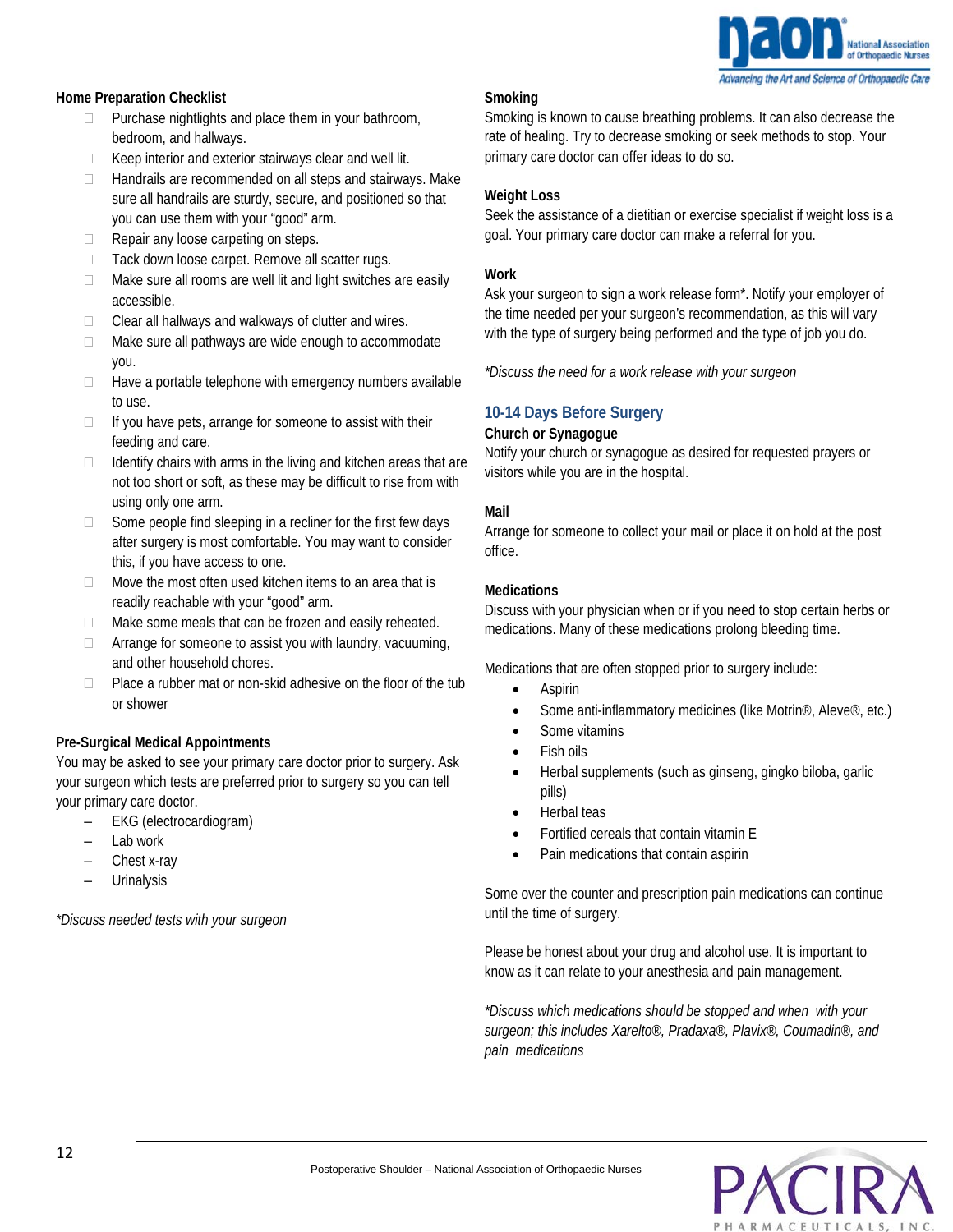### Home Preparation Checklist

- ☐ Purchase nightlights and place them in your bathroom, bedroom, and hallways.
- ☐ Keep interior and exterior stairways clear and well lit.
- ☐ Handrails are recommended on all steps and stairways. Make sure all handrails are sturdy, secure, and positioned so that you can use them with your “good” arm.
- ☐ Repair any loose carpeting on steps.
- ☐ Tack down loose carpet. Remove all scatter rugs.
- ☐ Make sure all rooms are well lit and light switches are easily accessible.
- ☐ Clear all hallways and walkways of clutter and wires.
- ☐ Make sure all pathways are wide enough to accommodate you.
- ☐ Have a portable telephone with emergency numbers available to use.
- ☐ If you have pets, arrange for someone to assist with their feeding and care.
- ☐ Identify chairs with arms in the living and kitchen areas that are not too short or soft, as these may be difficult to rise from with using only one arm.
- ☐ Some people find sleeping in a recliner for the first few days after surgery is most comfortable. You may want to consider this, if you have access to one.
- ☐ Move the most often used kitchen items to an area that is readily reachable with your “good” arm.
- ☐ Make some meals that can be frozen and easily reheated.
- ☐ Arrange for someone to assist you with laundry, vacuuming, and other household chores.
- ☐ Place a rubber mat or non-skid adhesive on the floor of the tub or shower

### Pre-Surgical Medical Appointments

You may be asked to see your primary care doctor prior to surgery. Ask your surgeon which tests are preferred prior to surgery so you can tell your primary care doctor.

- EKG (electrocardiogram)
- Lab work
- Chest x-ray
- Urinalysis

*\*Discuss needed tests with your surgeon*

### Smoking

Smoking is known to cause breathing problems. It can also decrease the rate of healing. Try to decrease smoking or seek methods to stop. Your primary care doctor can offer ideas to do so.

### Weight Loss

Seek the assistance of a dietitian or exercise specialist if weight loss is a goal. Your primary care doctor can make a referral for you.

### Work

Ask your surgeon to sign a work release form*. Notify your employer of the time needed per your surgeon’s recommendation, as this will vary with the type of surgery being performed and the type of job you do.

*\*Discuss the need for a work release with your surgeon*

## 10-14 Days Before Surgery

### Church or Synagogue

Notify your church or synagogue as desired for requested prayers or visitors while you are in the hospital.

### Mail

Arrange for someone to collect your mail or place it on hold at the post office.

### Medications

Discuss with your physician when or if you need to stop certain herbs or medications. Many of these medications prolong bleeding time.

Medications that are often stopped prior to surgery include:

- Aspirin
- Some anti-inflammatory medicines (like Motrin®, Aleve®, etc.)
- Some vitamins
- Fish oils
- Herbal supplements (such as ginseng, gingko biloba, garlic pills)
- Herbal teas
- Fortified cereals that contain vitamin E
- Pain medications that contain aspirin

Some over the counter and prescription pain medications can continue until the time of surgery.

Please be honest about your drug and alcohol use. It is important to know as it can relate to your anesthesia and pain management.

*\*Discuss which medications should be stopped and when with your surgeon; this includes Xarelto®, Pradaxa®, Plavix®, Coumadin®, and pain medications*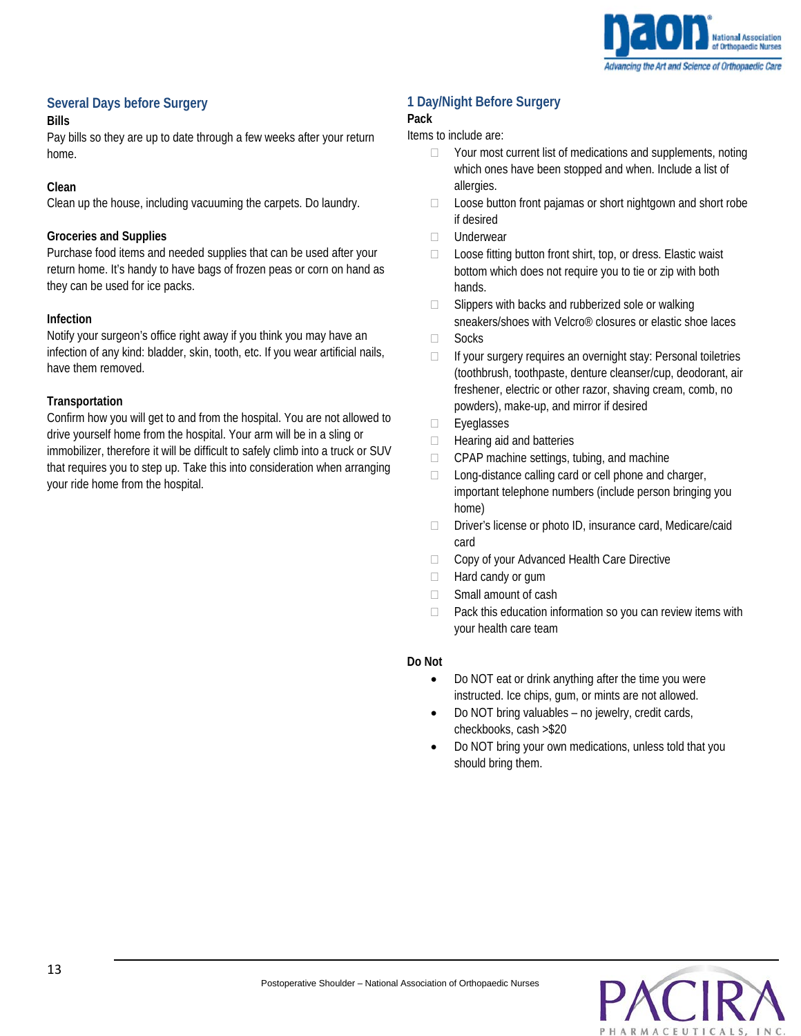## Several Days before Surgery

**Bills**

Pay bills so they are up to date through a few weeks after your return home.

**Clean**

Clean up the house, including vacuuming the carpets. Do laundry.

**Groceries and Supplies**

Purchase food items and needed supplies that can be used after your return home. It's handy to have bags of frozen peas or corn on hand as they can be used for ice packs.

**Infection**

Notify your surgeon's office right away if you think you may have an infection of any kind: bladder, skin, tooth, etc. If you wear artificial nails, have them removed.

**Transportation**

Confirm how you will get to and from the hospital. You are not allowed to drive yourself home from the hospital. Your arm will be in a sling or immobilizer, therefore it will be difficult to safely climb into a truck or SUV that requires you to step up. Take this into consideration when arranging your ride home from the hospital.

## 1 Day/Night Before Surgery

**Pack**

Items to include are:

- [ ] Your most current list of medications and supplements, noting which ones have been stopped and when. Include a list of allergies.
- [ ] Loose button front pajamas or short nightgown and short robe if desired
- [ ] Underwear
- [ ] Loose fitting button front shirt, top, or dress. Elastic waist bottom which does not require you to tie or zip with both hands.
- [ ] Slippers with backs and rubberized sole or walking sneakers/shoes with Velcro® closures or elastic shoe laces
- [ ] Socks
- [ ] If your surgery requires an overnight stay: Personal toiletries (toothbrush, toothpaste, denture cleanser/cup, deodorant, air freshener, electric or other razor, shaving cream, comb, no powders), make-up, and mirror if desired
- [ ] Eyeglasses
- [ ] Hearing aid and batteries
- [ ] CPAP machine settings, tubing, and machine
- [ ] Long-distance calling card or cell phone and charger, important telephone numbers (include person bringing you home)
- [ ] Driver's license or photo ID, insurance card, Medicare/caid card
- [ ] Copy of your Advanced Health Care Directive
- [ ] Hard candy or gum
- [ ] Small amount of cash
- [ ] Pack this education information so you can review items with your health care team

**Do Not**

- Do NOT eat or drink anything after the time you were instructed. Ice chips, gum, or mints are not allowed.
- Do NOT bring valuables – no jewelry, credit cards, checkbooks, cash >$20
- Do NOT bring your own medications, unless told that you should bring them.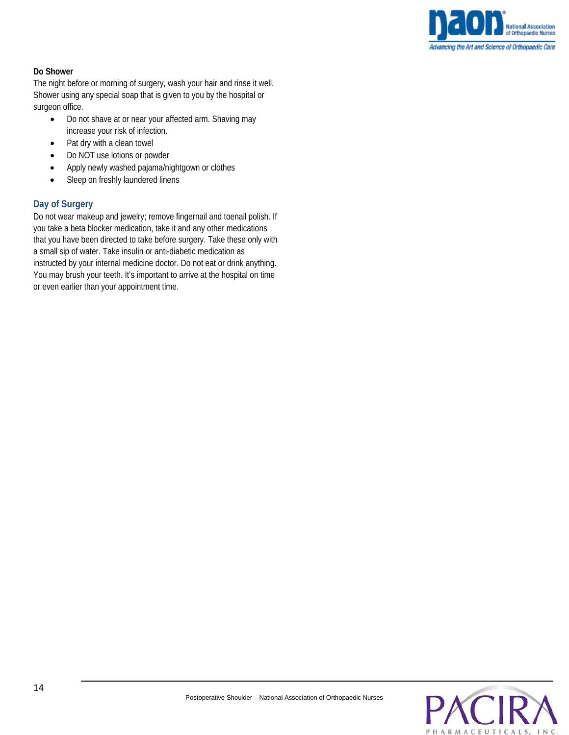**Do Shower**

The night before or morning of surgery, wash your hair and rinse it well. Shower using any special soap that is given to you by the hospital or surgeon office.

- Do not shave at or near your affected arm. Shaving may increase your risk of infection.
- Pat dry with a clean towel
- Do NOT use lotions or powder
- Apply newly washed pajama/nightgown or clothes
- Sleep on freshly laundered linens

## Day of Surgery

Do not wear makeup and jewelry; remove fingernail and toenail polish. If you take a beta blocker medication, take it and any other medications that you have been directed to take before surgery. Take these only with a small sip of water. Take insulin or anti-diabetic medication as instructed by your internal medicine doctor. Do not eat or drink anything. You may brush your teeth. It's important to arrive at the hospital on time or even earlier than your appointment time.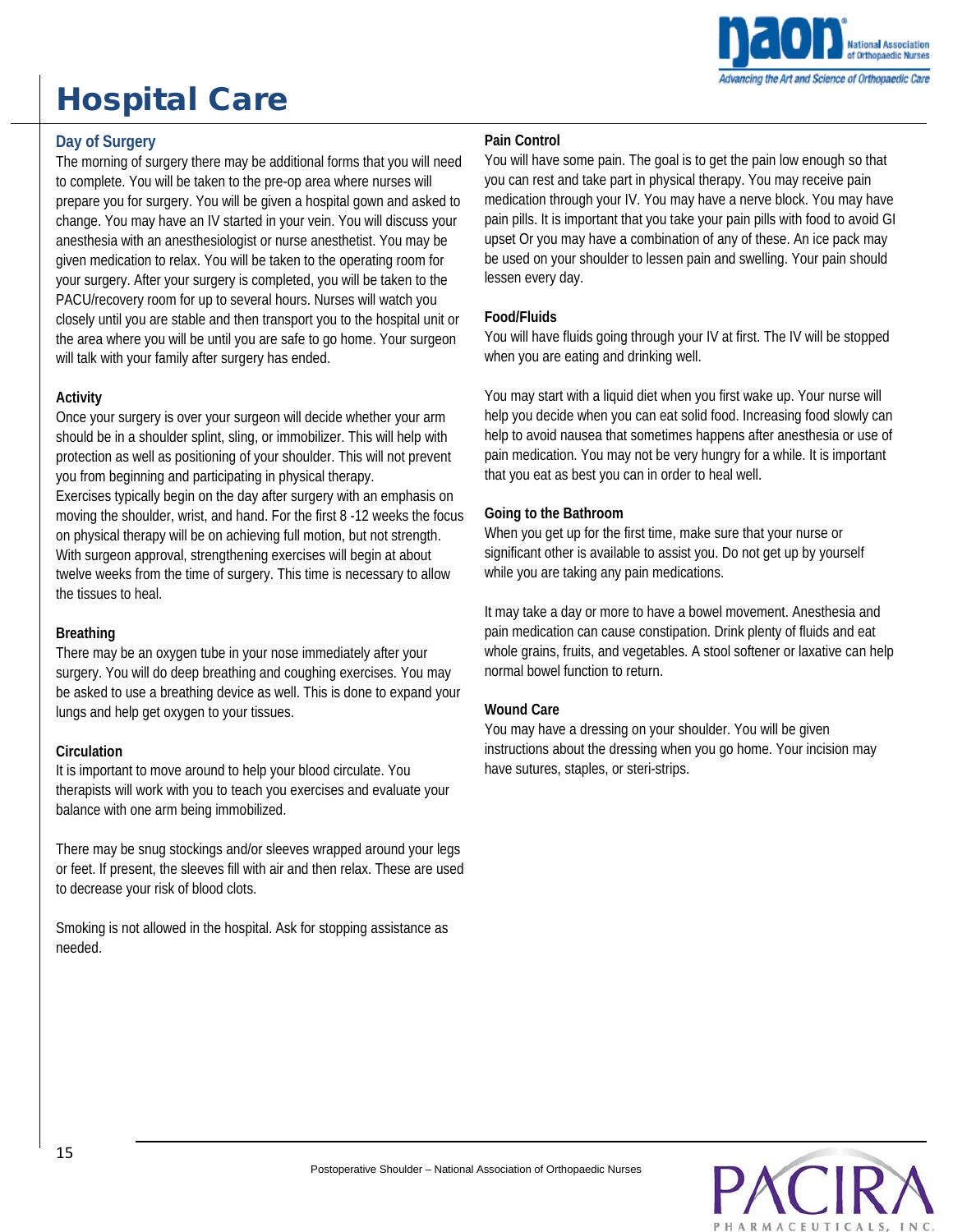# Hospital Care

## Day of Surgery

The morning of surgery there may be additional forms that you will need to complete. You will be taken to the pre-op area where nurses will prepare you for surgery. You will be given a hospital gown and asked to change. You may have an IV started in your vein. You will discuss your anesthesia with an anesthesiologist or nurse anesthetist. You may be given medication to relax. You will be taken to the operating room for your surgery. After your surgery is completed, you will be taken to the PACU/recovery room for up to several hours. Nurses will watch you closely until you are stable and then transport you to the hospital unit or the area where you will be until you are safe to go home. Your surgeon will talk with your family after surgery has ended.

### Activity

Once your surgery is over your surgeon will decide whether your arm should be in a shoulder splint, sling, or immobilizer. This will help with protection as well as positioning of your shoulder. This will not prevent you from beginning and participating in physical therapy.
Exercises typically begin on the day after surgery with an emphasis on moving the shoulder, wrist, and hand. For the first 8 -12 weeks the focus on physical therapy will be on achieving full motion, but not strength. With surgeon approval, strengthening exercises will begin at about twelve weeks from the time of surgery. This time is necessary to allow the tissues to heal.

### Breathing

There may be an oxygen tube in your nose immediately after your surgery. You will do deep breathing and coughing exercises. You may be asked to use a breathing device as well. This is done to expand your lungs and help get oxygen to your tissues.

### Circulation

It is important to move around to help your blood circulate. You therapists will work with you to teach you exercises and evaluate your balance with one arm being immobilized.

There may be snug stockings and/or sleeves wrapped around your legs or feet. If present, the sleeves fill with air and then relax. These are used to decrease your risk of blood clots.

Smoking is not allowed in the hospital. Ask for stopping assistance as needed.

### Pain Control

You will have some pain. The goal is to get the pain low enough so that you can rest and take part in physical therapy. You may receive pain medication through your IV. You may have a nerve block. You may have pain pills. It is important that you take your pain pills with food to avoid GI upset Or you may have a combination of any of these. An ice pack may be used on your shoulder to lessen pain and swelling. Your pain should lessen every day.

### Food/Fluids

You will have fluids going through your IV at first. The IV will be stopped when you are eating and drinking well.

You may start with a liquid diet when you first wake up. Your nurse will help you decide when you can eat solid food. Increasing food slowly can help to avoid nausea that sometimes happens after anesthesia or use of pain medication. You may not be very hungry for a while. It is important that you eat as best you can in order to heal well.

### Going to the Bathroom

When you get up for the first time, make sure that your nurse or significant other is available to assist you. Do not get up by yourself while you are taking any pain medications.

It may take a day or more to have a bowel movement. Anesthesia and pain medication can cause constipation. Drink plenty of fluids and eat whole grains, fruits, and vegetables. A stool softener or laxative can help normal bowel function to return.

### Wound Care

You may have a dressing on your shoulder. You will be given instructions about the dressing when you go home. Your incision may have sutures, staples, or steri-strips.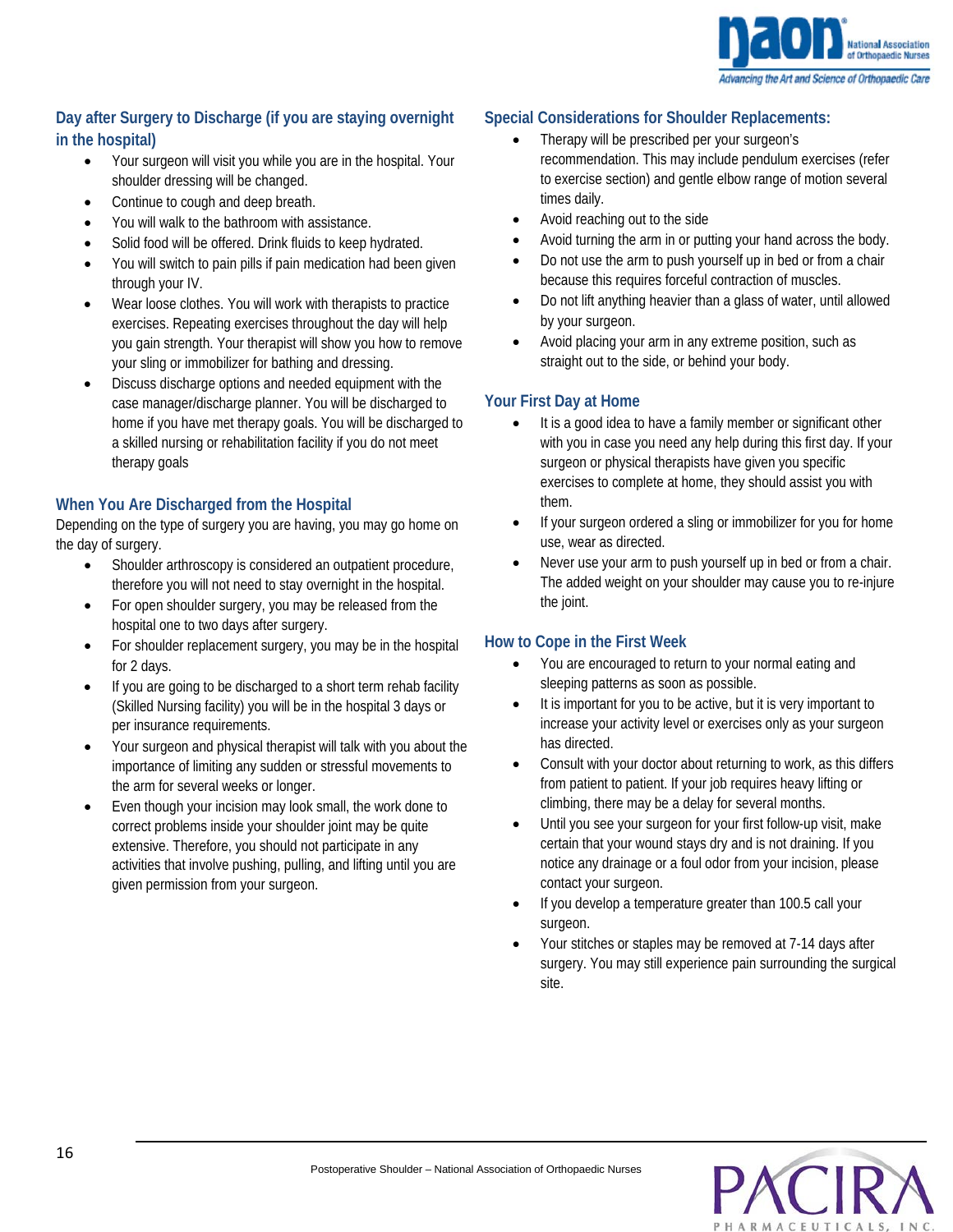## Day after Surgery to Discharge (if you are staying overnight in the hospital)

- Your surgeon will visit you while you are in the hospital. Your shoulder dressing will be changed.
- Continue to cough and deep breath.
- You will walk to the bathroom with assistance.
- Solid food will be offered. Drink fluids to keep hydrated.
- You will switch to pain pills if pain medication had been given through your IV.
- Wear loose clothes. You will work with therapists to practice exercises. Repeating exercises throughout the day will help you gain strength. Your therapist will show you how to remove your sling or immobilizer for bathing and dressing.
- Discuss discharge options and needed equipment with the case manager/discharge planner. You will be discharged to home if you have met therapy goals. You will be discharged to a skilled nursing or rehabilitation facility if you do not meet therapy goals

## When You Are Discharged from the Hospital

Depending on the type of surgery you are having, you may go home on the day of surgery.

- Shoulder arthroscopy is considered an outpatient procedure, therefore you will not need to stay overnight in the hospital.
- For open shoulder surgery, you may be released from the hospital one to two days after surgery.
- For shoulder replacement surgery, you may be in the hospital for 2 days.
- If you are going to be discharged to a short term rehab facility (Skilled Nursing facility) you will be in the hospital 3 days or per insurance requirements.
- Your surgeon and physical therapist will talk with you about the importance of limiting any sudden or stressful movements to the arm for several weeks or longer.
- Even though your incision may look small, the work done to correct problems inside your shoulder joint may be quite extensive. Therefore, you should not participate in any activities that involve pushing, pulling, and lifting until you are given permission from your surgeon.

## Special Considerations for Shoulder Replacements:

- Therapy will be prescribed per your surgeon's recommendation. This may include pendulum exercises (refer to exercise section) and gentle elbow range of motion several times daily.
- Avoid reaching out to the side
- Avoid turning the arm in or putting your hand across the body.
- Do not use the arm to push yourself up in bed or from a chair because this requires forceful contraction of muscles.
- Do not lift anything heavier than a glass of water, until allowed by your surgeon.
- Avoid placing your arm in any extreme position, such as straight out to the side, or behind your body.

## Your First Day at Home

- It is a good idea to have a family member or significant other with you in case you need any help during this first day. If your surgeon or physical therapists have given you specific exercises to complete at home, they should assist you with them.
- If your surgeon ordered a sling or immobilizer for you for home use, wear as directed.
- Never use your arm to push yourself up in bed or from a chair. The added weight on your shoulder may cause you to re-injure the joint.

## How to Cope in the First Week

- You are encouraged to return to your normal eating and sleeping patterns as soon as possible.
- It is important for you to be active, but it is very important to increase your activity level or exercises only as your surgeon has directed.
- Consult with your doctor about returning to work, as this differs from patient to patient. If your job requires heavy lifting or climbing, there may be a delay for several months.
- Until you see your surgeon for your first follow-up visit, make certain that your wound stays dry and is not draining. If you notice any drainage or a foul odor from your incision, please contact your surgeon.
- If you develop a temperature greater than 100.5 call your surgeon.
- Your stitches or staples may be removed at 7-14 days after surgery. You may still experience pain surrounding the surgical site.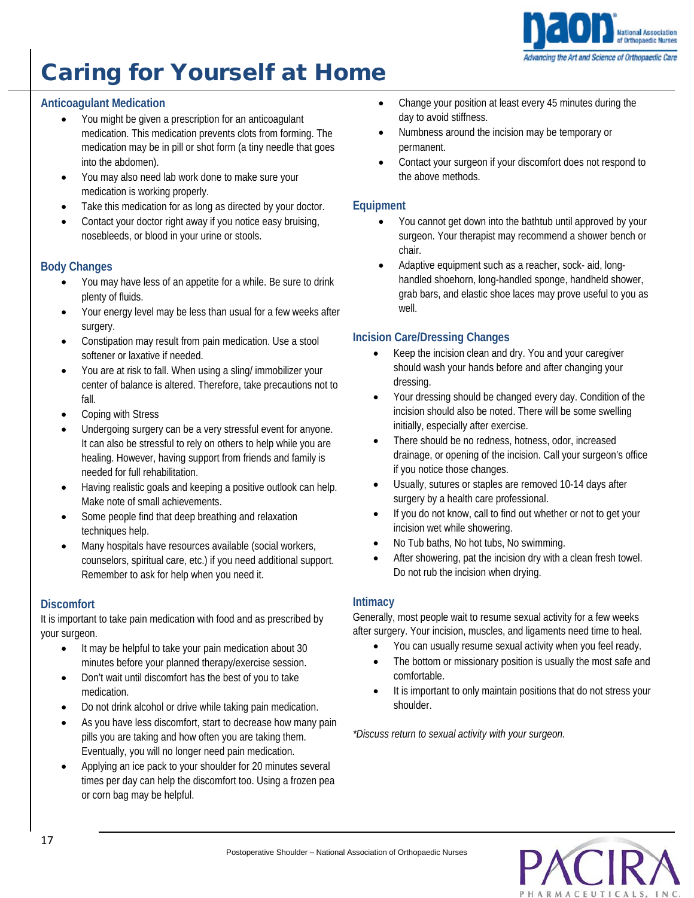# Caring for Yourself at Home

### Anticoagulant Medication

- You might be given a prescription for an anticoagulant medication. This medication prevents clots from forming. The medication may be in pill or shot form (a tiny needle that goes into the abdomen).
- You may also need lab work done to make sure your medication is working properly.
- Take this medication for as long as directed by your doctor.
- Contact your doctor right away if you notice easy bruising, nosebleeds, or blood in your urine or stools.

### Body Changes

- You may have less of an appetite for a while. Be sure to drink plenty of fluids.
- Your energy level may be less than usual for a few weeks after surgery.
- Constipation may result from pain medication. Use a stool softener or laxative if needed.
- You are at risk to fall. When using a sling/ immobilizer your center of balance is altered. Therefore, take precautions not to fall.
- Coping with Stress
- Undergoing surgery can be a very stressful event for anyone. It can also be stressful to rely on others to help while you are healing. However, having support from friends and family is needed for full rehabilitation.
- Having realistic goals and keeping a positive outlook can help. Make note of small achievements.
- Some people find that deep breathing and relaxation techniques help.
- Many hospitals have resources available (social workers, counselors, spiritual care, etc.) if you need additional support. Remember to ask for help when you need it.

### Discomfort

It is important to take pain medication with food and as prescribed by your surgeon.

- It may be helpful to take your pain medication about 30 minutes before your planned therapy/exercise session.
- Don't wait until discomfort has the best of you to take medication.
- Do not drink alcohol or drive while taking pain medication.
- As you have less discomfort, start to decrease how many pain pills you are taking and how often you are taking them. Eventually, you will no longer need pain medication.
- Applying an ice pack to your shoulder for 20 minutes several times per day can help the discomfort too. Using a frozen pea or corn bag may be helpful.
- Change your position at least every 45 minutes during the day to avoid stiffness.
- Numbness around the incision may be temporary or permanent.
- Contact your surgeon if your discomfort does not respond to the above methods.

### Equipment

- You cannot get down into the bathtub until approved by your surgeon. Your therapist may recommend a shower bench or chair.
- Adaptive equipment such as a reacher, sock- aid, long-handled shoehorn, long-handled sponge, handheld shower, grab bars, and elastic shoe laces may prove useful to you as well.

### Incision Care/Dressing Changes

- Keep the incision clean and dry. You and your caregiver should wash your hands before and after changing your dressing.
- Your dressing should be changed every day. Condition of the incision should also be noted. There will be some swelling initially, especially after exercise.
- There should be no redness, hotness, odor, increased drainage, or opening of the incision. Call your surgeon's office if you notice those changes.
- Usually, sutures or staples are removed 10-14 days after surgery by a health care professional.
- If you do not know, call to find out whether or not to get your incision wet while showering.
- No Tub baths, No hot tubs, No swimming.
- After showering, pat the incision dry with a clean fresh towel. Do not rub the incision when drying.

### Intimacy

Generally, most people wait to resume sexual activity for a few weeks after surgery. Your incision, muscles, and ligaments need time to heal.

- You can usually resume sexual activity when you feel ready.
- The bottom or missionary position is usually the most safe and comfortable.
- It is important to only maintain positions that do not stress your shoulder.

*\*Discuss return to sexual activity with your surgeon.*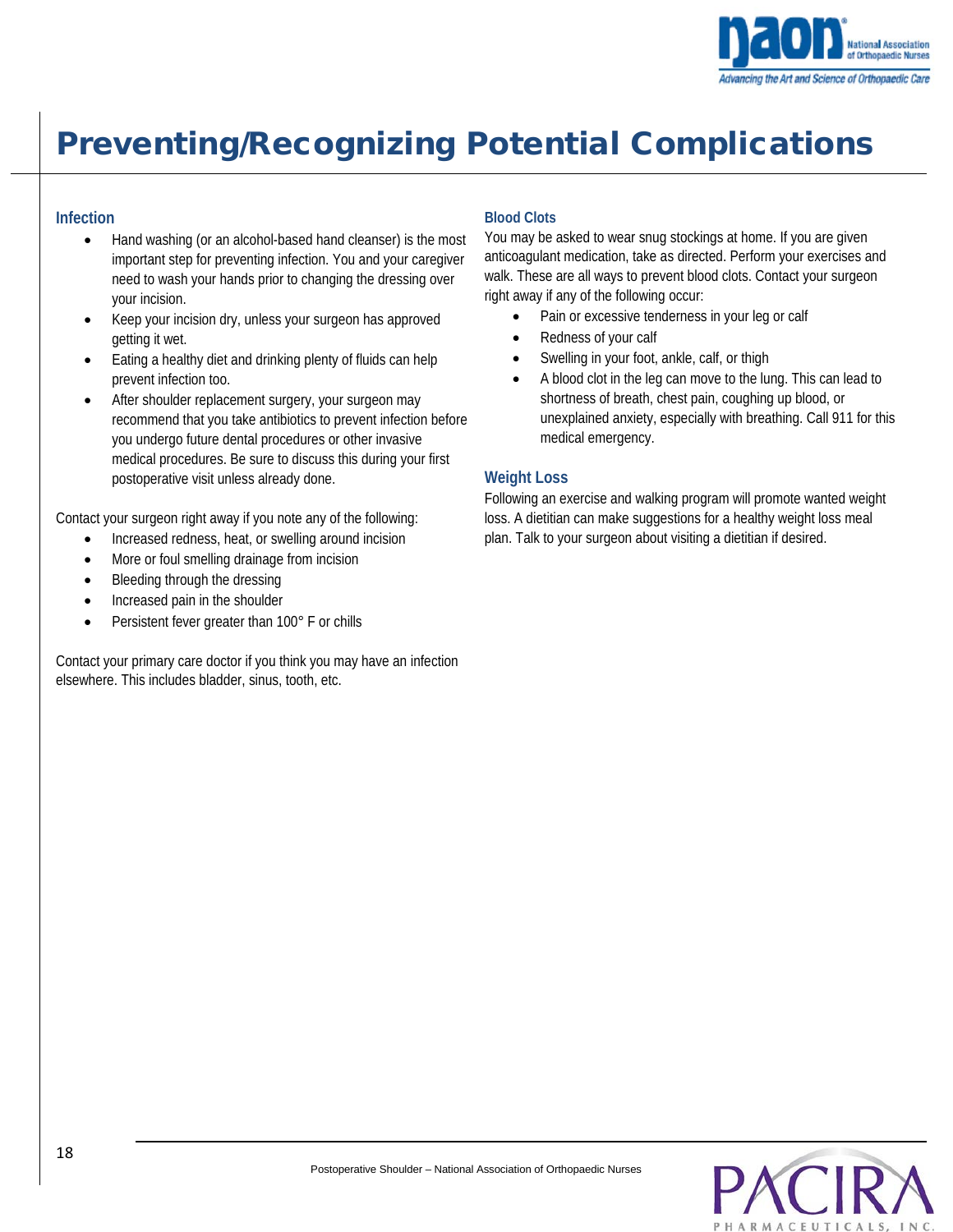# Preventing/Recognizing Potential Complications

## Infection

- Hand washing (or an alcohol-based hand cleanser) is the most important step for preventing infection. You and your caregiver need to wash your hands prior to changing the dressing over your incision.
- Keep your incision dry, unless your surgeon has approved getting it wet.
- Eating a healthy diet and drinking plenty of fluids can help prevent infection too.
- After shoulder replacement surgery, your surgeon may recommend that you take antibiotics to prevent infection before you undergo future dental procedures or other invasive medical procedures. Be sure to discuss this during your first postoperative visit unless already done.

Contact your surgeon right away if you note any of the following:

- Increased redness, heat, or swelling around incision
- More or foul smelling drainage from incision
- Bleeding through the dressing
- Increased pain in the shoulder
- Persistent fever greater than 100° F or chills

Contact your primary care doctor if you think you may have an infection elsewhere. This includes bladder, sinus, tooth, etc.

## Blood Clots

You may be asked to wear snug stockings at home. If you are given anticoagulant medication, take as directed. Perform your exercises and walk. These are all ways to prevent blood clots. Contact your surgeon right away if any of the following occur:

- Pain or excessive tenderness in your leg or calf
- Redness of your calf
- Swelling in your foot, ankle, calf, or thigh
- A blood clot in the leg can move to the lung. This can lead to shortness of breath, chest pain, coughing up blood, or unexplained anxiety, especially with breathing. Call 911 for this medical emergency.

## Weight Loss

Following an exercise and walking program will promote wanted weight loss. A dietitian can make suggestions for a healthy weight loss meal plan. Talk to your surgeon about visiting a dietitian if desired.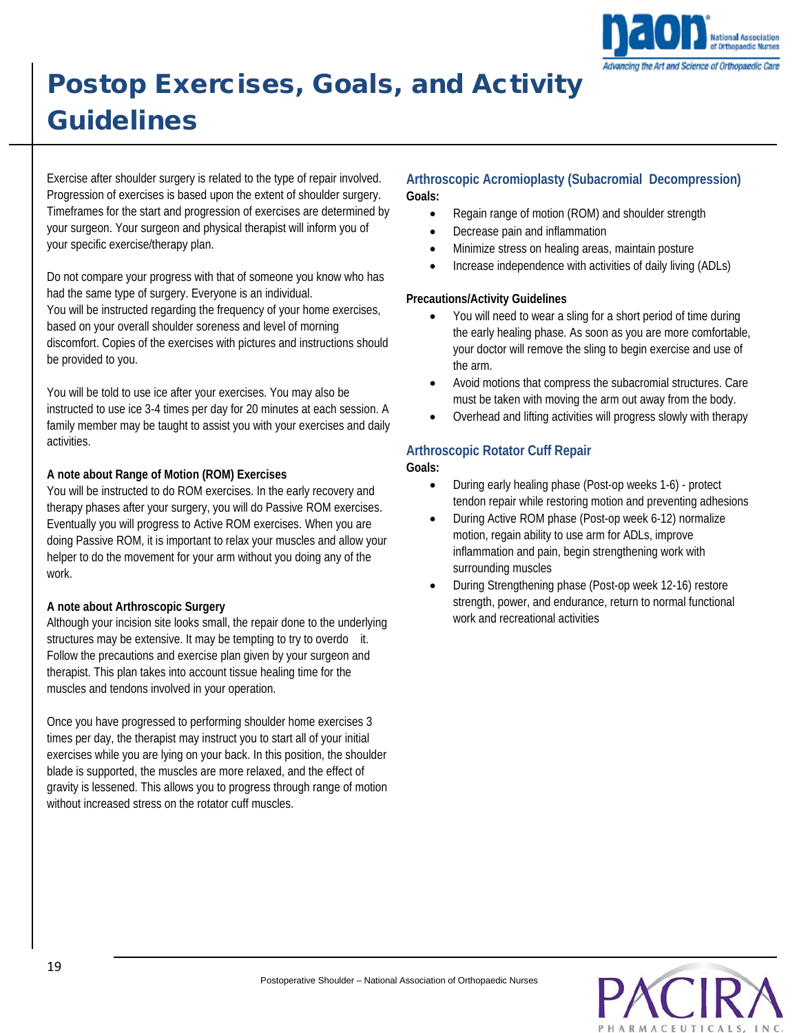# Postop Exercises, Goals, and Activity Guidelines

Exercise after shoulder surgery is related to the type of repair involved. Progression of exercises is based upon the extent of shoulder surgery. Timeframes for the start and progression of exercises are determined by your surgeon. Your surgeon and physical therapist will inform you of your specific exercise/therapy plan.

Do not compare your progress with that of someone you know who has had the same type of surgery. Everyone is an individual.
You will be instructed regarding the frequency of your home exercises, based on your overall shoulder soreness and level of morning discomfort. Copies of the exercises with pictures and instructions should be provided to you.

You will be told to use ice after your exercises. You may also be instructed to use ice 3-4 times per day for 20 minutes at each session. A family member may be taught to assist you with your exercises and daily activities.

**A note about Range of Motion (ROM) Exercises**
You will be instructed to do ROM exercises. In the early recovery and therapy phases after your surgery, you will do Passive ROM exercises. Eventually you will progress to Active ROM exercises. When you are doing Passive ROM, it is important to relax your muscles and allow your helper to do the movement for your arm without you doing any of the work.

**A note about Arthroscopic Surgery**
Although your incision site looks small, the repair done to the underlying structures may be extensive. It may be tempting to try to overdo it. Follow the precautions and exercise plan given by your surgeon and therapist. This plan takes into account tissue healing time for the muscles and tendons involved in your operation.

Once you have progressed to performing shoulder home exercises 3 times per day, the therapist may instruct you to start all of your initial exercises while you are lying on your back. In this position, the shoulder blade is supported, the muscles are more relaxed, and the effect of gravity is lessened. This allows you to progress through range of motion without increased stress on the rotator cuff muscles.

## Arthroscopic Acromioplasty (Subacromial Decompression)

**Goals:**

- Regain range of motion (ROM) and shoulder strength
- Decrease pain and inflammation
- Minimize stress on healing areas, maintain posture
- Increase independence with activities of daily living (ADLs)

**Precautions/Activity Guidelines**

- You will need to wear a sling for a short period of time during the early healing phase. As soon as you are more comfortable, your doctor will remove the sling to begin exercise and use of the arm.
- Avoid motions that compress the subacromial structures. Care must be taken with moving the arm out away from the body.
- Overhead and lifting activities will progress slowly with therapy

## Arthroscopic Rotator Cuff Repair

**Goals:**

- During early healing phase (Post-op weeks 1-6) - protect tendon repair while restoring motion and preventing adhesions
- During Active ROM phase (Post-op week 6-12) normalize motion, regain ability to use arm for ADLs, improve inflammation and pain, begin strengthening work with surrounding muscles
- During Strengthening phase (Post-op week 12-16) restore strength, power, and endurance, return to normal functional work and recreational activities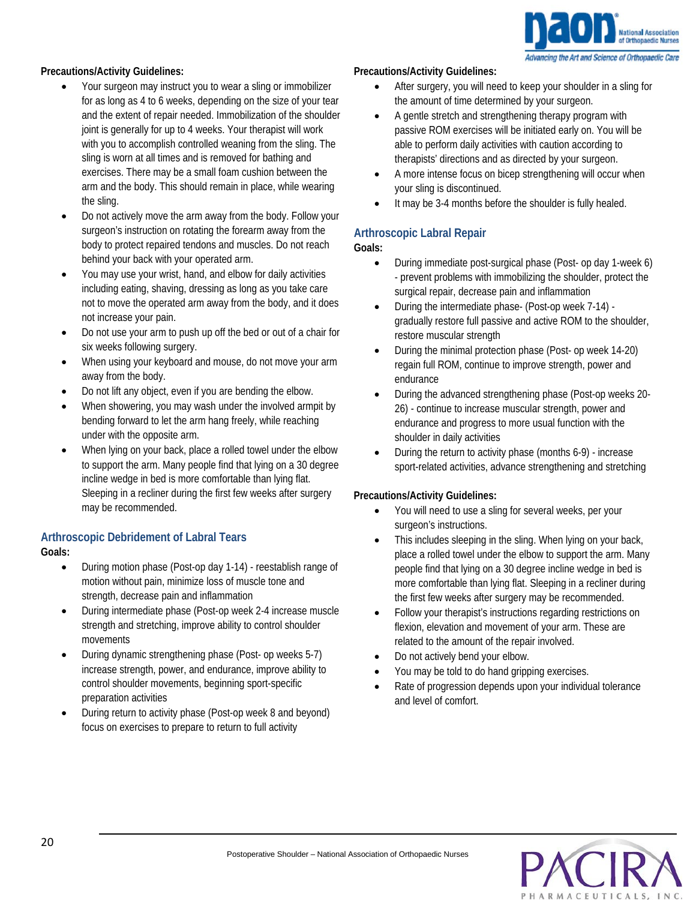**Precautions/Activity Guidelines:**

- Your surgeon may instruct you to wear a sling or immobilizer for as long as 4 to 6 weeks, depending on the size of your tear and the extent of repair needed. Immobilization of the shoulder joint is generally for up to 4 weeks. Your therapist will work with you to accomplish controlled weaning from the sling. The sling is worn at all times and is removed for bathing and exercises. There may be a small foam cushion between the arm and the body. This should remain in place, while wearing the sling.
- Do not actively move the arm away from the body. Follow your surgeon's instruction on rotating the forearm away from the body to protect repaired tendons and muscles. Do not reach behind your back with your operated arm.
- You may use your wrist, hand, and elbow for daily activities including eating, shaving, dressing as long as you take care not to move the operated arm away from the body, and it does not increase your pain.
- Do not use your arm to push up off the bed or out of a chair for six weeks following surgery.
- When using your keyboard and mouse, do not move your arm away from the body.
- Do not lift any object, even if you are bending the elbow.
- When showering, you may wash under the involved armpit by bending forward to let the arm hang freely, while reaching under with the opposite arm.
- When lying on your back, place a rolled towel under the elbow to support the arm. Many people find that lying on a 30 degree incline wedge in bed is more comfortable than lying flat. Sleeping in a recliner during the first few weeks after surgery may be recommended.

## Arthroscopic Debridement of Labral Tears

**Goals:**

- During motion phase (Post-op day 1-14) - reestablish range of motion without pain, minimize loss of muscle tone and strength, decrease pain and inflammation
- During intermediate phase (Post-op week 2-4 increase muscle strength and stretching, improve ability to control shoulder movements
- During dynamic strengthening phase (Post- op weeks 5-7) increase strength, power, and endurance, improve ability to control shoulder movements, beginning sport-specific preparation activities
- During return to activity phase (Post-op week 8 and beyond) focus on exercises to prepare to return to full activity

**Precautions/Activity Guidelines:**

- After surgery, you will need to keep your shoulder in a sling for the amount of time determined by your surgeon.
- A gentle stretch and strengthening therapy program with passive ROM exercises will be initiated early on. You will be able to perform daily activities with caution according to therapists' directions and as directed by your surgeon.
- A more intense focus on bicep strengthening will occur when your sling is discontinued.
- It may be 3-4 months before the shoulder is fully healed.

## Arthroscopic Labral Repair

**Goals:**

- During immediate post-surgical phase (Post- op day 1-week 6) - prevent problems with immobilizing the shoulder, protect the surgical repair, decrease pain and inflammation
- During the intermediate phase- (Post-op week 7-14) - gradually restore full passive and active ROM to the shoulder, restore muscular strength
- During the minimal protection phase (Post- op week 14-20) regain full ROM, continue to improve strength, power and endurance
- During the advanced strengthening phase (Post-op weeks 20-26) - continue to increase muscular strength, power and endurance and progress to more usual function with the shoulder in daily activities
- During the return to activity phase (months 6-9) - increase sport-related activities, advance strengthening and stretching

**Precautions/Activity Guidelines:**

- You will need to use a sling for several weeks, per your surgeon's instructions.
- This includes sleeping in the sling. When lying on your back, place a rolled towel under the elbow to support the arm. Many people find that lying on a 30 degree incline wedge in bed is more comfortable than lying flat. Sleeping in a recliner during the first few weeks after surgery may be recommended.
- Follow your therapist's instructions regarding restrictions on flexion, elevation and movement of your arm. These are related to the amount of the repair involved.
- Do not actively bend your elbow.
- You may be told to do hand gripping exercises.
- Rate of progression depends upon your individual tolerance and level of comfort.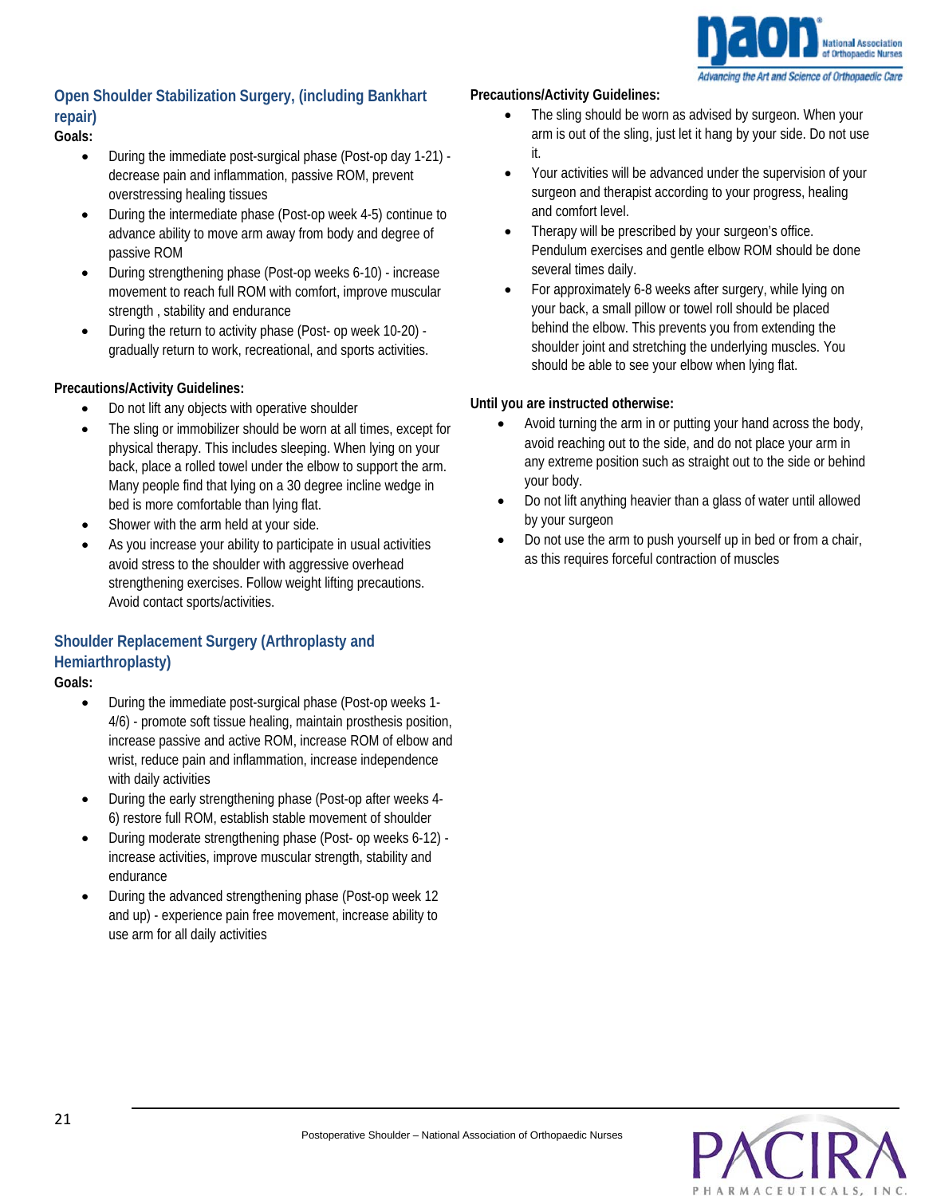## Open Shoulder Stabilization Surgery, (including Bankhart repair)

**Goals:**

- During the immediate post-surgical phase (Post-op day 1-21) - decrease pain and inflammation, passive ROM, prevent overstressing healing tissues
- During the intermediate phase (Post-op week 4-5) continue to advance ability to move arm away from body and degree of passive ROM
- During strengthening phase (Post-op weeks 6-10) - increase movement to reach full ROM with comfort, improve muscular strength , stability and endurance
- During the return to activity phase (Post- op week 10-20) - gradually return to work, recreational, and sports activities.

**Precautions/Activity Guidelines:**

- Do not lift any objects with operative shoulder
- The sling or immobilizer should be worn at all times, except for physical therapy. This includes sleeping. When lying on your back, place a rolled towel under the elbow to support the arm. Many people find that lying on a 30 degree incline wedge in bed is more comfortable than lying flat.
- Shower with the arm held at your side.
- As you increase your ability to participate in usual activities avoid stress to the shoulder with aggressive overhead strengthening exercises. Follow weight lifting precautions. Avoid contact sports/activities.

## Shoulder Replacement Surgery (Arthroplasty and Hemiarthroplasty)

**Goals:**

- During the immediate post-surgical phase (Post-op weeks 1-4/6) - promote soft tissue healing, maintain prosthesis position, increase passive and active ROM, increase ROM of elbow and wrist, reduce pain and inflammation, increase independence with daily activities
- During the early strengthening phase (Post-op after weeks 4-6) restore full ROM, establish stable movement of shoulder
- During moderate strengthening phase (Post- op weeks 6-12) - increase activities, improve muscular strength, stability and endurance
- During the advanced strengthening phase (Post-op week 12 and up) - experience pain free movement, increase ability to use arm for all daily activities

**Precautions/Activity Guidelines:**

- The sling should be worn as advised by surgeon. When your arm is out of the sling, just let it hang by your side. Do not use it.
- Your activities will be advanced under the supervision of your surgeon and therapist according to your progress, healing and comfort level.
- Therapy will be prescribed by your surgeon's office. Pendulum exercises and gentle elbow ROM should be done several times daily.
- For approximately 6-8 weeks after surgery, while lying on your back, a small pillow or towel roll should be placed behind the elbow. This prevents you from extending the shoulder joint and stretching the underlying muscles. You should be able to see your elbow when lying flat.

**Until you are instructed otherwise:**

- Avoid turning the arm in or putting your hand across the body, avoid reaching out to the side, and do not place your arm in any extreme position such as straight out to the side or behind your body.
- Do not lift anything heavier than a glass of water until allowed by your surgeon
- Do not use the arm to push yourself up in bed or from a chair, as this requires forceful contraction of muscles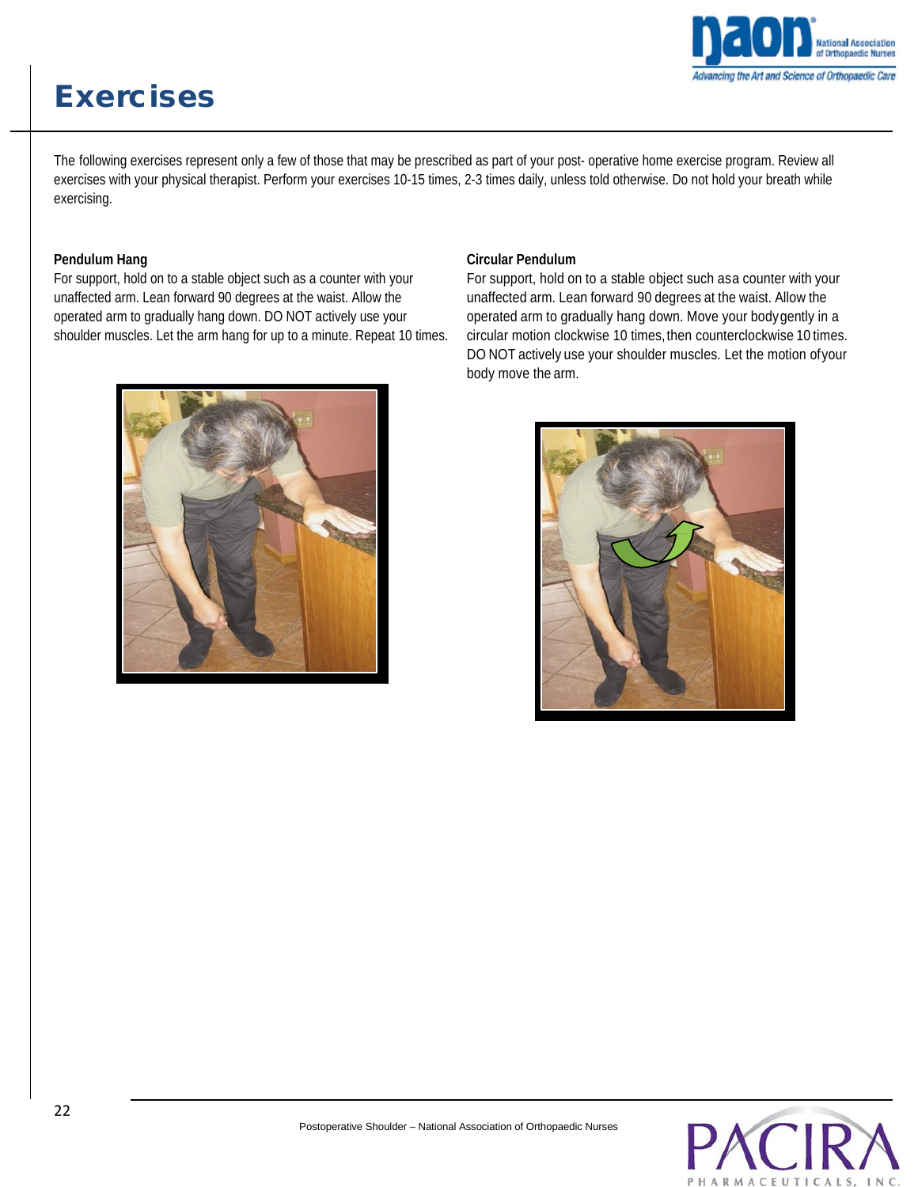# Exercises

The following exercises represent only a few of those that may be prescribed as part of your post- operative home exercise program. Review all exercises with your physical therapist. Perform your exercises 10-15 times, 2-3 times daily, unless told otherwise. Do not hold your breath while exercising.

**Pendulum Hang**

For support, hold on to a stable object such as a counter with your unaffected arm. Lean forward 90 degrees at the waist. Allow the operated arm to gradually hang down. DO NOT actively use your shoulder muscles. Let the arm hang for up to a minute. Repeat 10 times.

**Circular Pendulum**

For support, hold on to a stable object such as a counter with your unaffected arm. Lean forward 90 degrees at the waist. Allow the operated arm to gradually hang down. Move your body gently in a circular motion clockwise 10 times, then counterclockwise 10 times. DO NOT actively use your shoulder muscles. Let the motion of your body move the arm.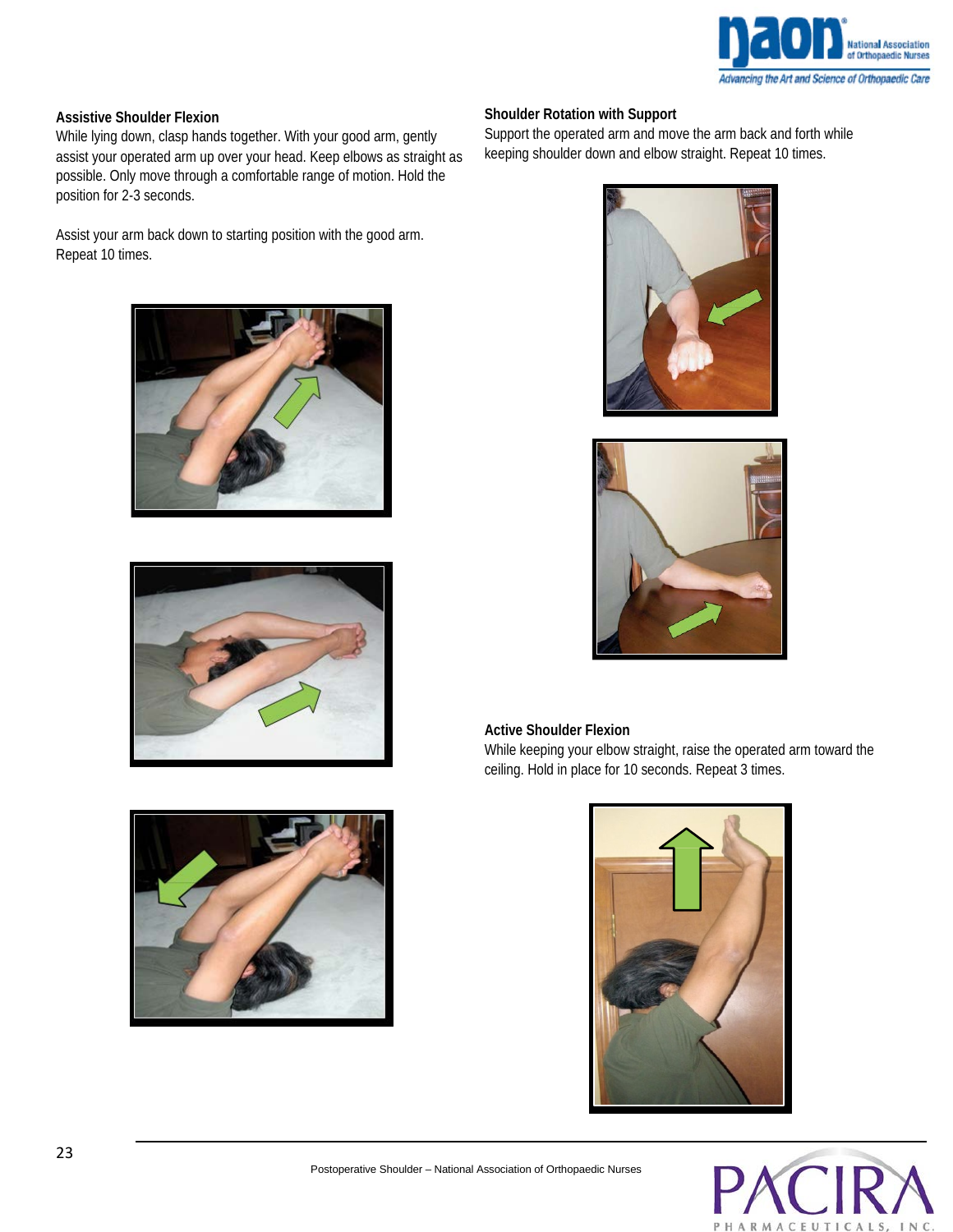### Assistive Shoulder Flexion

While lying down, clasp hands together. With your good arm, gently assist your operated arm up over your head. Keep elbows as straight as possible. Only move through a comfortable range of motion. Hold the position for 2-3 seconds.

Assist your arm back down to starting position with the good arm. Repeat 10 times.

### Shoulder Rotation with Support

Support the operated arm and move the arm back and forth while keeping shoulder down and elbow straight. Repeat 10 times.

### Active Shoulder Flexion

While keeping your elbow straight, raise the operated arm toward the ceiling. Hold in place for 10 seconds. Repeat 3 times.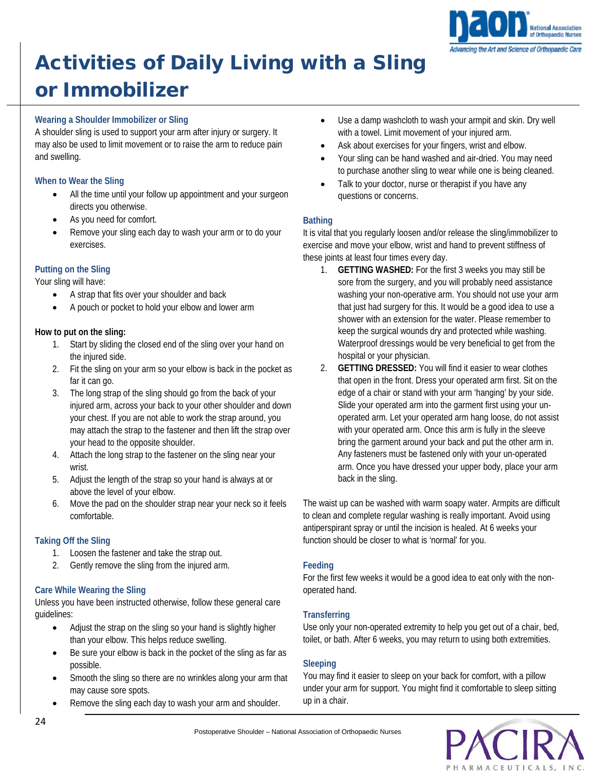# Activities of Daily Living with a Sling or Immobilizer

### Wearing a Shoulder Immobilizer or Sling

A shoulder sling is used to support your arm after injury or surgery. It may also be used to limit movement or to raise the arm to reduce pain and swelling.

### When to Wear the Sling

- All the time until your follow up appointment and your surgeon directs you otherwise.
- As you need for comfort.
- Remove your sling each day to wash your arm or to do your exercises.

### Putting on the Sling

Your sling will have:

- A strap that fits over your shoulder and back
- A pouch or pocket to hold your elbow and lower arm

**How to put on the sling:**

1. Start by sliding the closed end of the sling over your hand on the injured side.
2. Fit the sling on your arm so your elbow is back in the pocket as far it can go.
3. The long strap of the sling should go from the back of your injured arm, across your back to your other shoulder and down your chest. If you are not able to work the strap around, you may attach the strap to the fastener and then lift the strap over your head to the opposite shoulder.
4. Attach the long strap to the fastener on the sling near your wrist.
5. Adjust the length of the strap so your hand is always at or above the level of your elbow.
6. Move the pad on the shoulder strap near your neck so it feels comfortable.

### Taking Off the Sling

1. Loosen the fastener and take the strap out.
2. Gently remove the sling from the injured arm.

### Care While Wearing the Sling

Unless you have been instructed otherwise, follow these general care guidelines:

- Adjust the strap on the sling so your hand is slightly higher than your elbow. This helps reduce swelling.
- Be sure your elbow is back in the pocket of the sling as far as possible.
- Smooth the sling so there are no wrinkles along your arm that may cause sore spots.
- Remove the sling each day to wash your arm and shoulder.
- Use a damp washcloth to wash your armpit and skin. Dry well with a towel. Limit movement of your injured arm.
- Ask about exercises for your fingers, wrist and elbow.
- Your sling can be hand washed and air-dried. You may need to purchase another sling to wear while one is being cleaned.
- Talk to your doctor, nurse or therapist if you have any questions or concerns.

### Bathing

It is vital that you regularly loosen and/or release the sling/immobilizer to exercise and move your elbow, wrist and hand to prevent stiffness of these joints at least four times every day.

1. **GETTING WASHED:** For the first 3 weeks you may still be sore from the surgery, and you will probably need assistance washing your non-operative arm. You should not use your arm that just had surgery for this. It would be a good idea to use a shower with an extension for the water. Please remember to keep the surgical wounds dry and protected while washing. Waterproof dressings would be very beneficial to get from the hospital or your physician.
2. **GETTING DRESSED:** You will find it easier to wear clothes that open in the front. Dress your operated arm first. Sit on the edge of a chair or stand with your arm 'hanging' by your side. Slide your operated arm into the garment first using your un-operated arm. Let your operated arm hang loose, do not assist with your operated arm. Once this arm is fully in the sleeve bring the garment around your back and put the other arm in. Any fasteners must be fastened only with your un-operated arm. Once you have dressed your upper body, place your arm back in the sling.

The waist up can be washed with warm soapy water. Armpits are difficult to clean and complete regular washing is really important. Avoid using antiperspirant spray or until the incision is healed. At 6 weeks your function should be closer to what is 'normal' for you.

### Feeding

For the first few weeks it would be a good idea to eat only with the non-operated hand.

### Transferring

Use only your non-operated extremity to help you get out of a chair, bed, toilet, or bath. After 6 weeks, you may return to using both extremities.

### Sleeping

You may find it easier to sleep on your back for comfort, with a pillow under your arm for support. You might find it comfortable to sleep sitting up in a chair.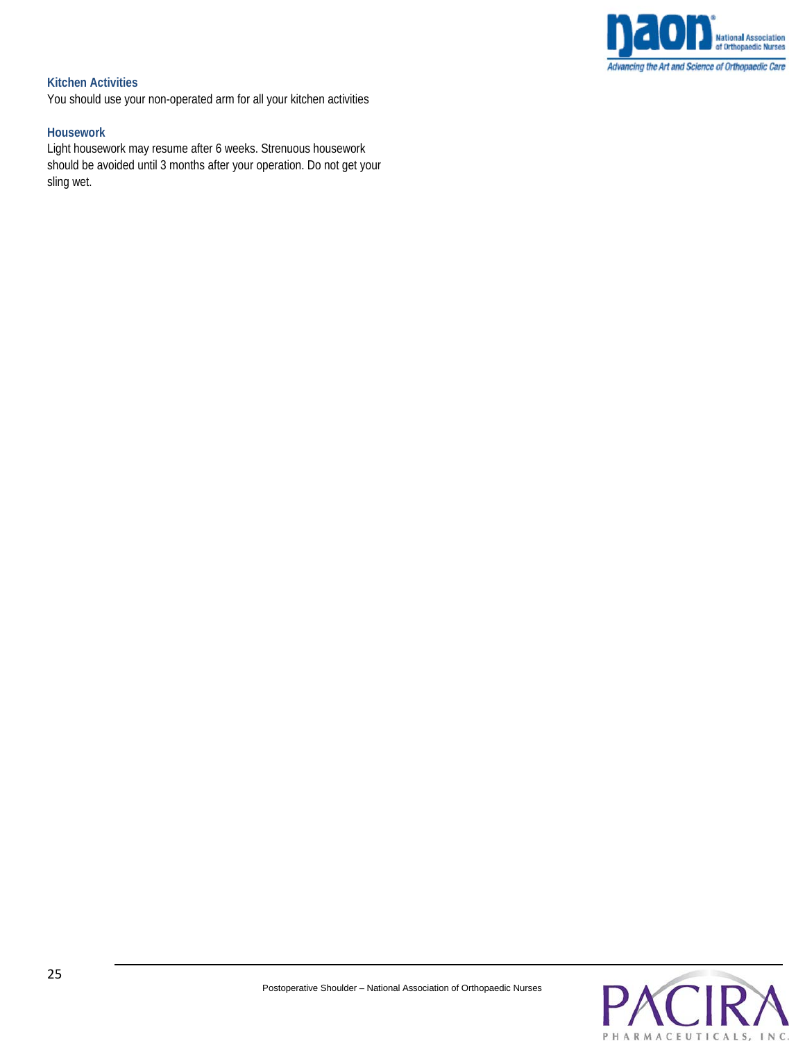### Kitchen Activities

You should use your non-operated arm for all your kitchen activities

### Housework

Light housework may resume after 6 weeks. Strenuous housework should be avoided until 3 months after your operation. Do not get your sling wet.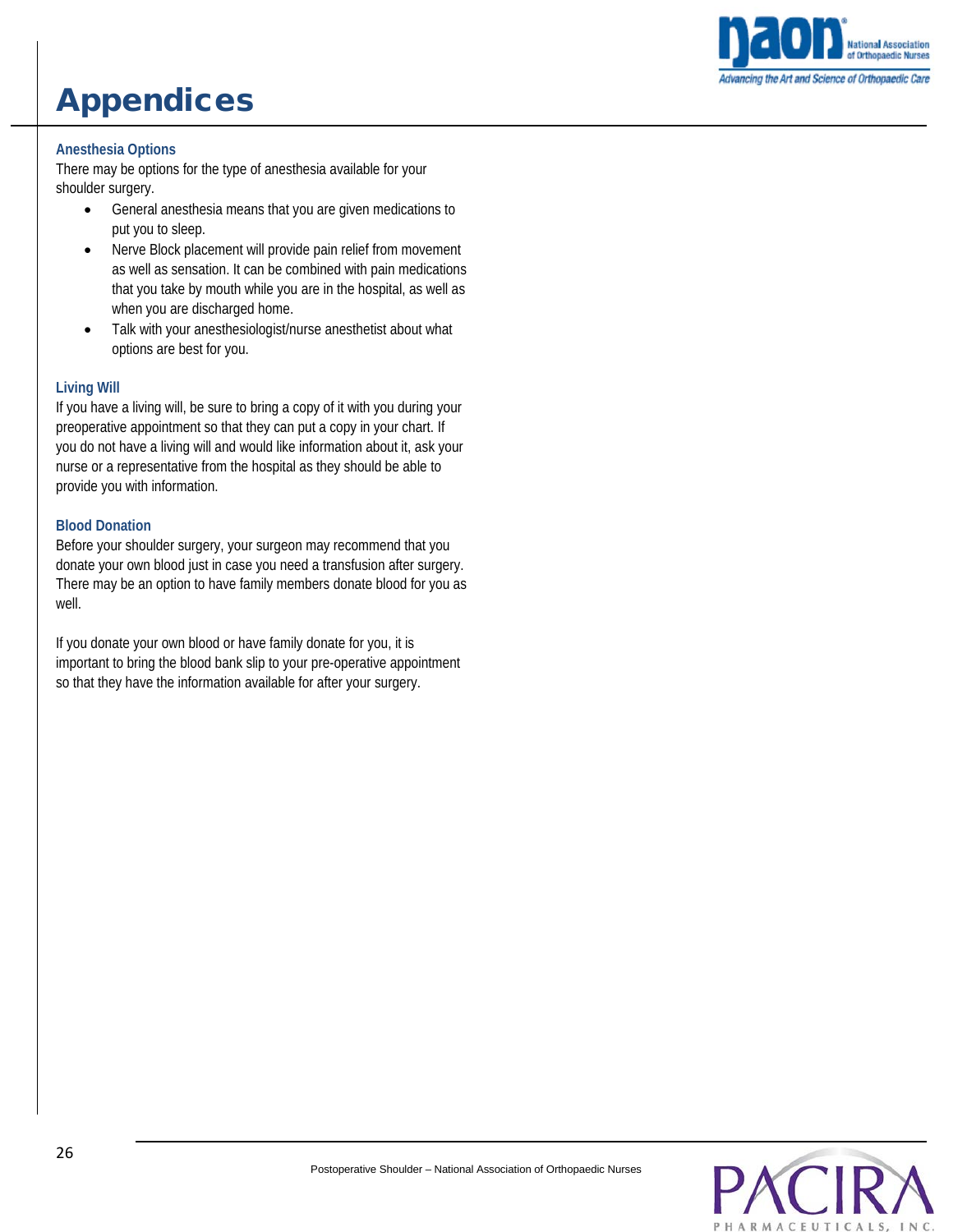# Appendices

### Anesthesia Options

There may be options for the type of anesthesia available for your shoulder surgery.

- General anesthesia means that you are given medications to put you to sleep.
- Nerve Block placement will provide pain relief from movement as well as sensation. It can be combined with pain medications that you take by mouth while you are in the hospital, as well as when you are discharged home.
- Talk with your anesthesiologist/nurse anesthetist about what options are best for you.

### Living Will

If you have a living will, be sure to bring a copy of it with you during your preoperative appointment so that they can put a copy in your chart. If you do not have a living will and would like information about it, ask your nurse or a representative from the hospital as they should be able to provide you with information.

### Blood Donation

Before your shoulder surgery, your surgeon may recommend that you donate your own blood just in case you need a transfusion after surgery. There may be an option to have family members donate blood for you as well.

If you donate your own blood or have family donate for you, it is important to bring the blood bank slip to your pre-operative appointment so that they have the information available for after your surgery.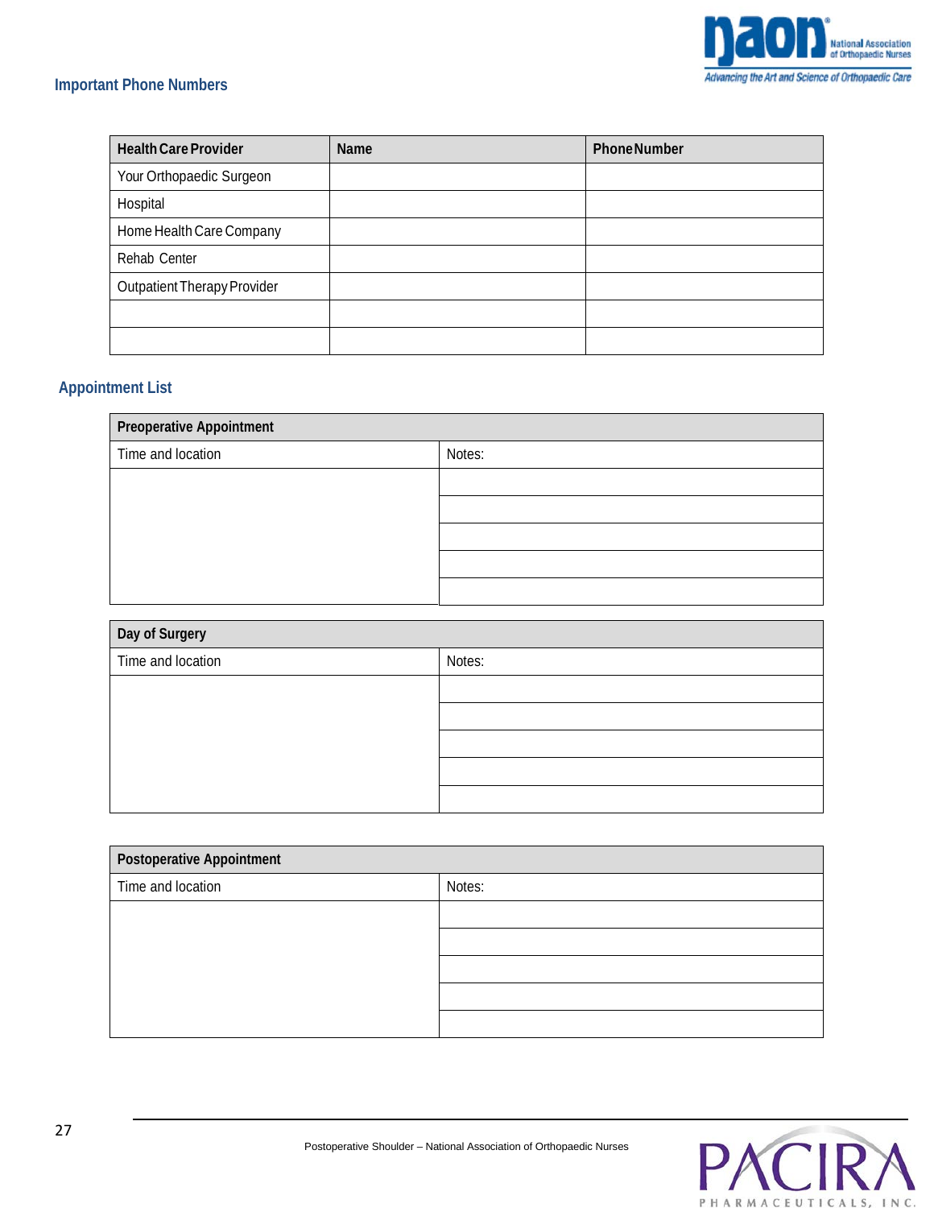## Important Phone Numbers

| Health Care Provider | Name | Phone Number |
|---|---|---|
| Your Orthopaedic Surgeon | | |
| Hospital | | |
| Home Health Care Company | | |
| Rehab Center | | |
| Outpatient Therapy Provider | | |
| | | |
| | | |

## Appointment List

| Preoperative Appointment | |
|---|---|
| Time and location | Notes: |
| | |
| | |
| | |
| | |
| | |

| Day of Surgery | |
|---|---|
| Time and location | Notes: |
| | |
| | |
| | |
| | |
| | |

| Postoperative Appointment | |
|---|---|
| Time and location | Notes: |
| | |
| | |
| | |
| | |
| | |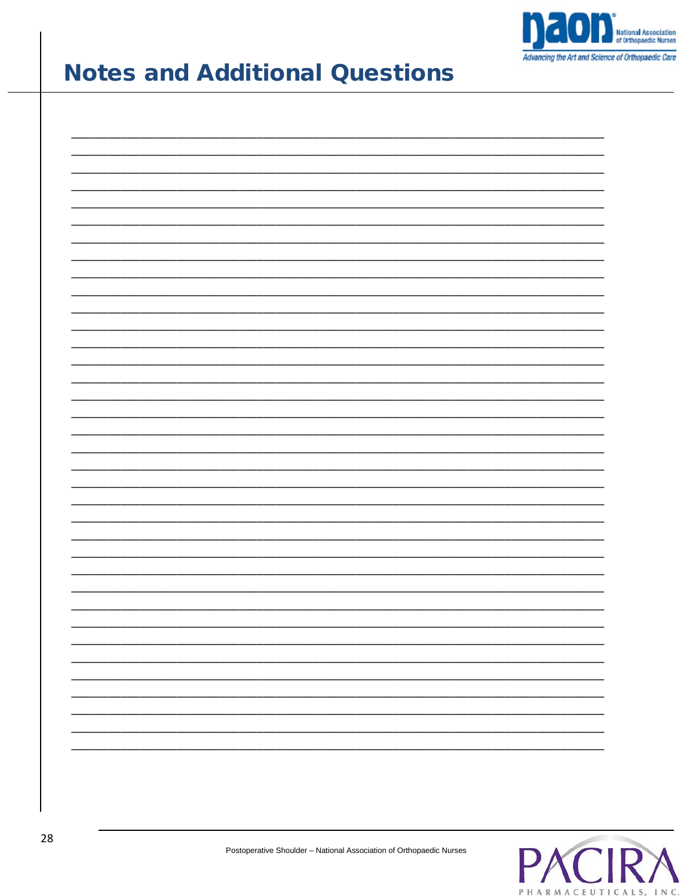# Notes and Additional Questions